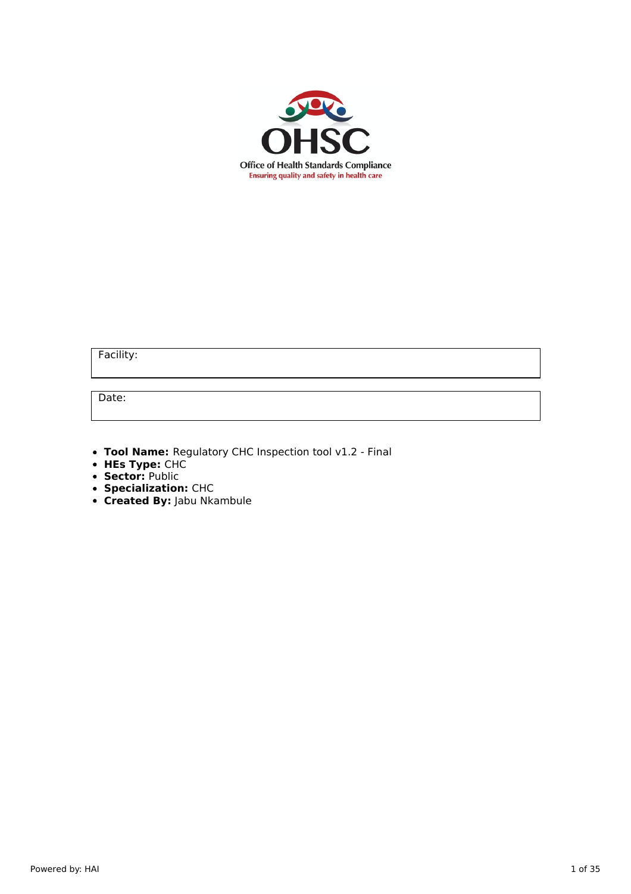Office of Health Standards Compliance

Ensuring quality and safety in health care

| Facility: |
| --- |

| Date: |
| --- |

- **Tool Name:** Regulatory CHC Inspection tool v1.2 - Final
- **HEs Type:** CHC
- **Sector:** Public
- **Specialization:** CHC
- **Created By:** Jabu Nkambule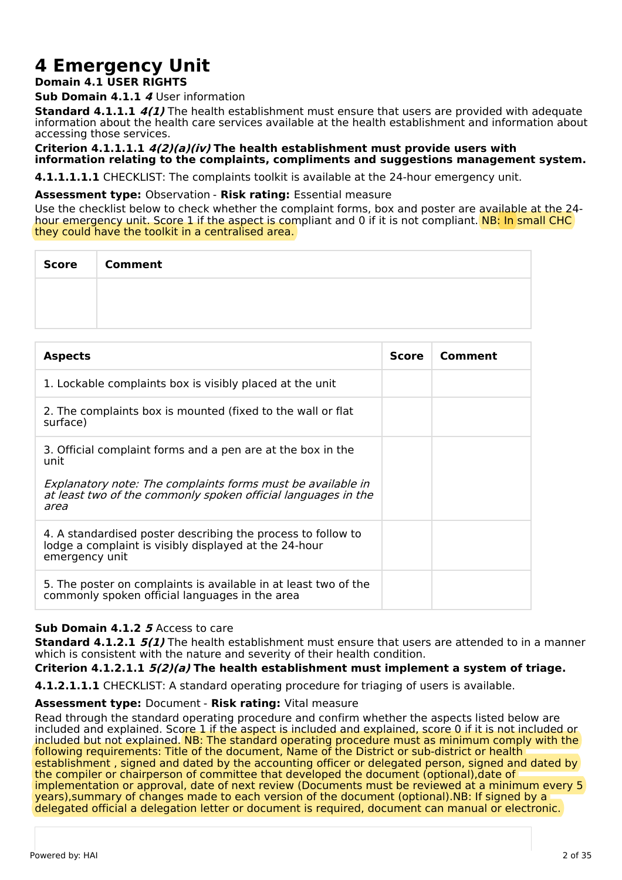# 4 Emergency Unit

**Domain 4.1 USER RIGHTS**

**Sub Domain 4.1.1** ***4*** User information

**Standard 4.1.1.1** ***4(1)*** The health establishment must ensure that users are provided with adequate information about the health care services available at the health establishment and information about accessing those services.

**Criterion 4.1.1.1.1** ***4(2)(a)(iv)*** **The health establishment must provide users with information relating to the complaints, compliments and suggestions management system.**

**4.1.1.1.1.1** CHECKLIST: The complaints toolkit is available at the 24-hour emergency unit.

**Assessment type:** Observation - **Risk rating:** Essential measure

Use the checklist below to check whether the complaint forms, box and poster are available at the 24-hour emergency unit. Score 1 if the aspect is compliant and 0 if it is not compliant. NB: In small CHC they could have the toolkit in a centralised area.

| Score | Comment |
| --- | --- |
| | |

| Aspects | Score | Comment |
| --- | --- | --- |
| 1. Lockable complaints box is visibly placed at the unit | | |
| 2. The complaints box is mounted (fixed to the wall or flat surface) | | |
| 3. Official complaint forms and a pen are at the box in the unit<br><br>*Explanatory note: The complaints forms must be available in at least two of the commonly spoken official languages in the area* | | |
| 4. A standardised poster describing the process to follow to lodge a complaint is visibly displayed at the 24-hour emergency unit | | |
| 5. The poster on complaints is available in at least two of the commonly spoken official languages in the area | | |

**Sub Domain 4.1.2** ***5*** Access to care

**Standard 4.1.2.1** ***5(1)*** The health establishment must ensure that users are attended to in a manner which is consistent with the nature and severity of their health condition.

**Criterion 4.1.2.1.1** ***5(2)(a)*** **The health establishment must implement a system of triage.**

**4.1.2.1.1.1** CHECKLIST: A standard operating procedure for triaging of users is available.

**Assessment type:** Document - **Risk rating:** Vital measure

Read through the standard operating procedure and confirm whether the aspects listed below are included and explained. Score 1 if the aspect is included and explained, score 0 if it is not included or included but not explained. NB: The standard operating procedure must as minimum comply with the following requirements: Title of the document, Name of the District or sub-district or health establishment , signed and dated by the accounting officer or delegated person, signed and dated by the compiler or chairperson of committee that developed the document (optional),date of implementation or approval, date of next review (Documents must be reviewed at a minimum every 5 years),summary of changes made to each version of the document (optional).NB: If signed by a delegated official a delegation letter or document is required, document can manual or electronic.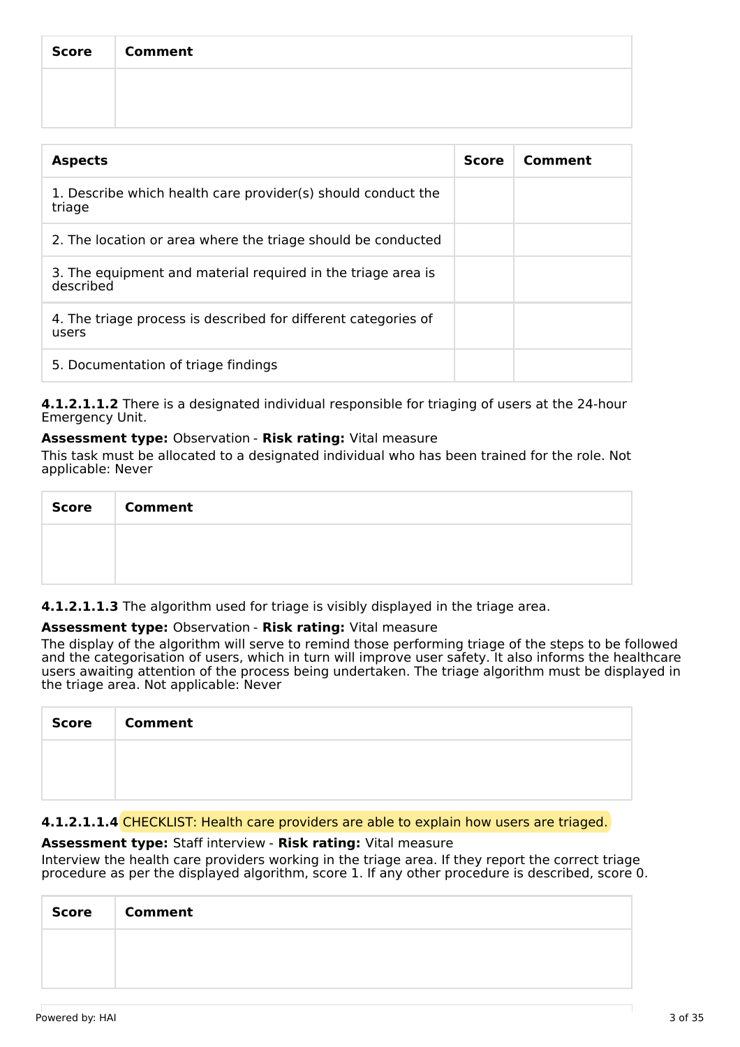| Score | Comment |
|---|---|
| | |

| Aspects | Score | Comment |
|---|---|---|
| 1. Describe which health care provider(s) should conduct the triage | | |
| 2. The location or area where the triage should be conducted | | |
| 3. The equipment and material required in the triage area is described | | |
| 4. The triage process is described for different categories of users | | |
| 5. Documentation of triage findings | | |

**4.1.2.1.1.2** There is a designated individual responsible for triaging of users at the 24-hour Emergency Unit.

**Assessment type:** Observation - **Risk rating:** Vital measure

This task must be allocated to a designated individual who has been trained for the role. Not applicable: Never

| Score | Comment |
|---|---|
| | |

**4.1.2.1.1.3** The algorithm used for triage is visibly displayed in the triage area.

**Assessment type:** Observation - **Risk rating:** Vital measure

The display of the algorithm will serve to remind those performing triage of the steps to be followed and the categorisation of users, which in turn will improve user safety. It also informs the healthcare users awaiting attention of the process being undertaken. The triage algorithm must be displayed in the triage area. Not applicable: Never

| Score | Comment |
|---|---|
| | |

**4.1.2.1.1.4** CHECKLIST: Health care providers are able to explain how users are triaged.

**Assessment type:** Staff interview - **Risk rating:** Vital measure

Interview the health care providers working in the triage area. If they report the correct triage procedure as per the displayed algorithm, score 1. If any other procedure is described, score 0.

| Score | Comment |
|---|---|
| | |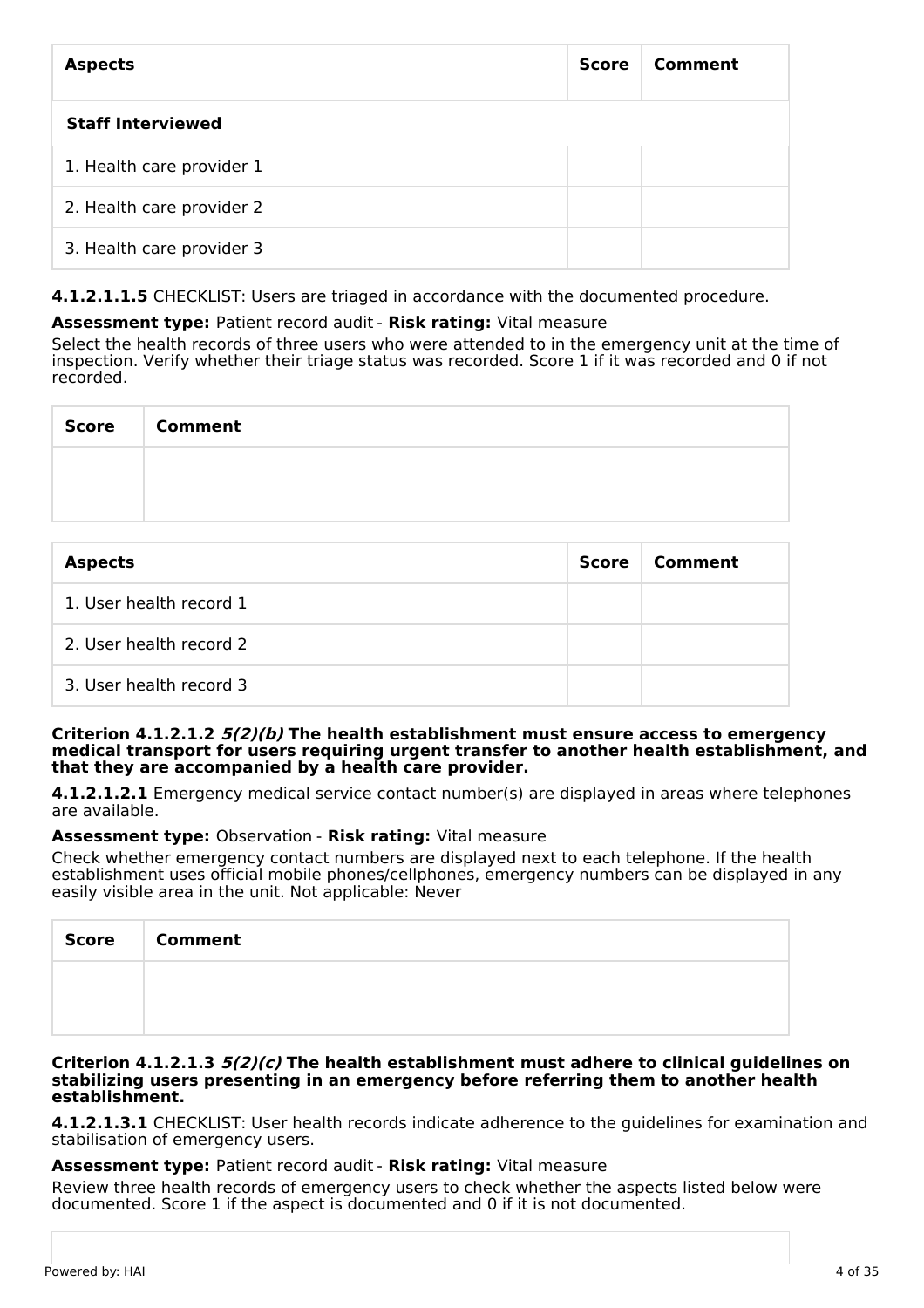| Aspects | Score | Comment |
|---|---|---|
| **Staff Interviewed** | | |
| 1. Health care provider 1 | | |
| 2. Health care provider 2 | | |
| 3. Health care provider 3 | | |

**4.1.2.1.1.5** CHECKLIST: Users are triaged in accordance with the documented procedure.

**Assessment type:** Patient record audit - **Risk rating:** Vital measure

Select the health records of three users who were attended to in the emergency unit at the time of inspection. Verify whether their triage status was recorded. Score 1 if it was recorded and 0 if not recorded.

| Score | Comment |
|---|---|
| | |

| Aspects | Score | Comment |
|---|---|---|
| 1. User health record 1 | | |
| 2. User health record 2 | | |
| 3. User health record 3 | | |

**Criterion 4.1.2.1.2 *5(2)(b)* The health establishment must ensure access to emergency medical transport for users requiring urgent transfer to another health establishment, and that they are accompanied by a health care provider.**

**4.1.2.1.2.1** Emergency medical service contact number(s) are displayed in areas where telephones are available.

**Assessment type:** Observation - **Risk rating:** Vital measure

Check whether emergency contact numbers are displayed next to each telephone. If the health establishment uses official mobile phones/cellphones, emergency numbers can be displayed in any easily visible area in the unit. Not applicable: Never

| Score | Comment |
|---|---|
| | |

**Criterion 4.1.2.1.3 *5(2)(c)* The health establishment must adhere to clinical guidelines on stabilizing users presenting in an emergency before referring them to another health establishment.**

**4.1.2.1.3.1** CHECKLIST: User health records indicate adherence to the guidelines for examination and stabilisation of emergency users.

**Assessment type:** Patient record audit - **Risk rating:** Vital measure

Review three health records of emergency users to check whether the aspects listed below were documented. Score 1 if the aspect is documented and 0 if it is not documented.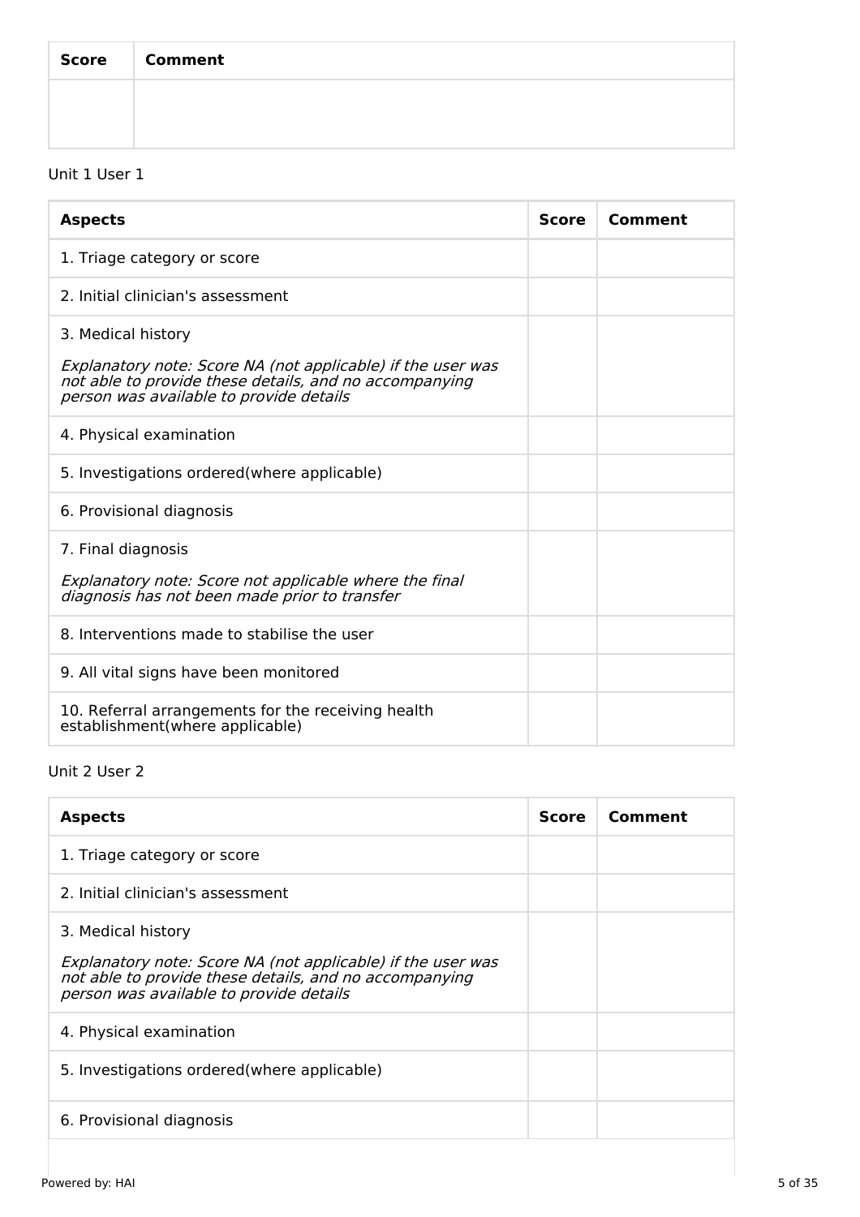| Score | Comment |
| --- | --- |
| | |

Unit 1 User 1

| Aspects | Score | Comment |
| --- | --- | --- |
| 1. Triage category or score | | |
| 2. Initial clinician's assessment | | |
| 3. Medical history<br><br>*Explanatory note: Score NA (not applicable) if the user was not able to provide these details, and no accompanying person was available to provide details* | | |
| 4. Physical examination | | |
| 5. Investigations ordered(where applicable) | | |
| 6. Provisional diagnosis | | |
| 7. Final diagnosis<br><br>*Explanatory note: Score not applicable where the final diagnosis has not been made prior to transfer* | | |
| 8. Interventions made to stabilise the user | | |
| 9. All vital signs have been monitored | | |
| 10. Referral arrangements for the receiving health establishment(where applicable) | | |

Unit 2 User 2

| Aspects | Score | Comment |
| --- | --- | --- |
| 1. Triage category or score | | |
| 2. Initial clinician's assessment | | |
| 3. Medical history<br><br>*Explanatory note: Score NA (not applicable) if the user was not able to provide these details, and no accompanying person was available to provide details* | | |
| 4. Physical examination | | |
| 5. Investigations ordered(where applicable) | | |
| 6. Provisional diagnosis | | |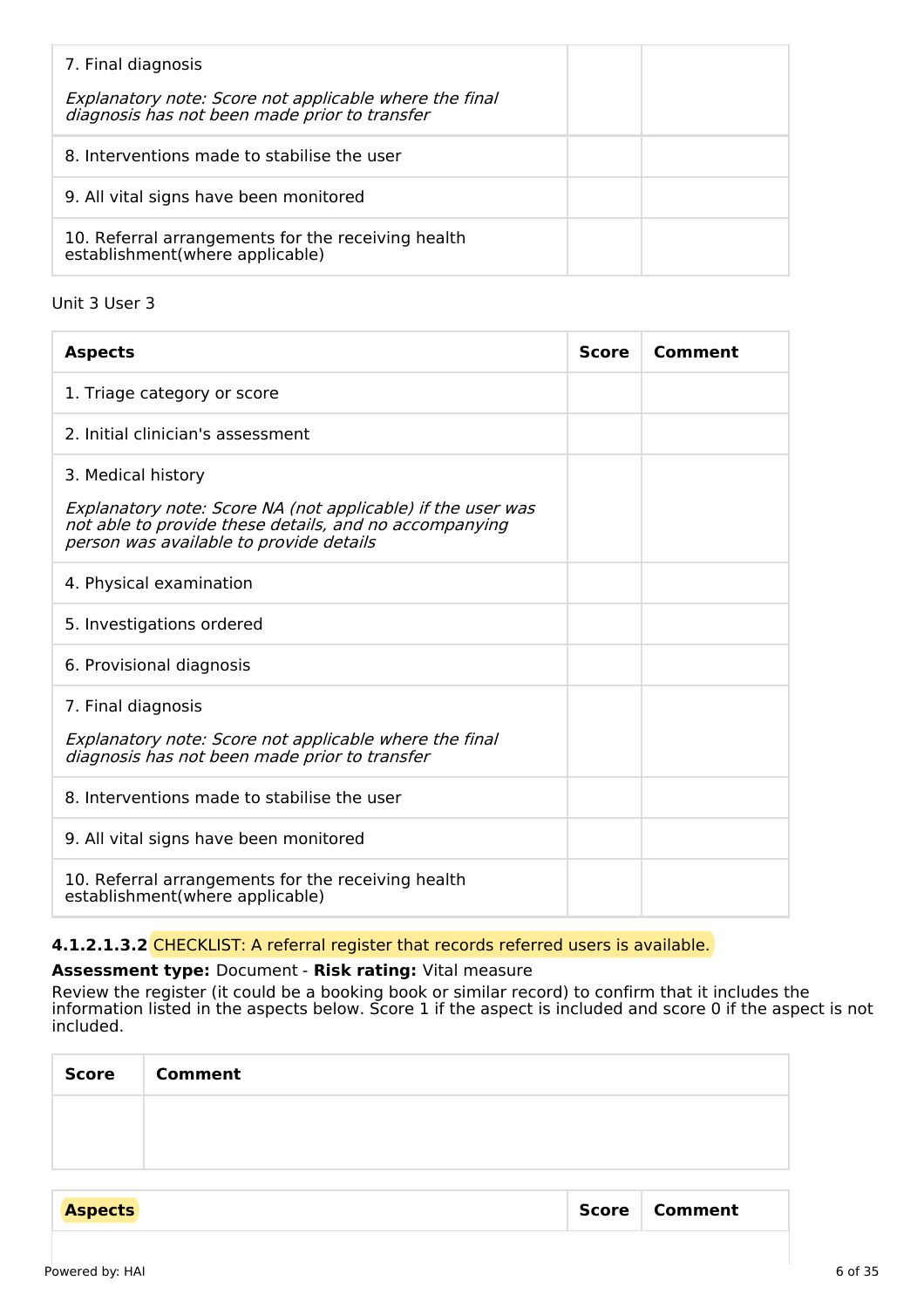| | | |
|---|---|---|
| 7. Final diagnosis<br><br>*Explanatory note: Score not applicable where the final diagnosis has not been made prior to transfer* | | |
| 8. Interventions made to stabilise the user | | |
| 9. All vital signs have been monitored | | |
| 10. Referral arrangements for the receiving health establishment(where applicable) | | |

Unit 3 User 3

| **Aspects** | **Score** | **Comment** |
|---|---|---|
| 1. Triage category or score | | |
| 2. Initial clinician's assessment | | |
| 3. Medical history<br><br>*Explanatory note: Score NA (not applicable) if the user was not able to provide these details, and no accompanying person was available to provide details* | | |
| 4. Physical examination | | |
| 5. Investigations ordered | | |
| 6. Provisional diagnosis | | |
| 7. Final diagnosis<br><br>*Explanatory note: Score not applicable where the final diagnosis has not been made prior to transfer* | | |
| 8. Interventions made to stabilise the user | | |
| 9. All vital signs have been monitored | | |
| 10. Referral arrangements for the receiving health establishment(where applicable) | | |

**4.1.2.1.3.2** CHECKLIST: A referral register that records referred users is available.

**Assessment type:** Document - **Risk rating:** Vital measure

Review the register (it could be a booking book or similar record) to confirm that it includes the information listed in the aspects below. Score 1 if the aspect is included and score 0 if the aspect is not included.

| **Score** | **Comment** |
|---|---|
| | |

| **Aspects** | **Score** | **Comment** |
|---|---|---|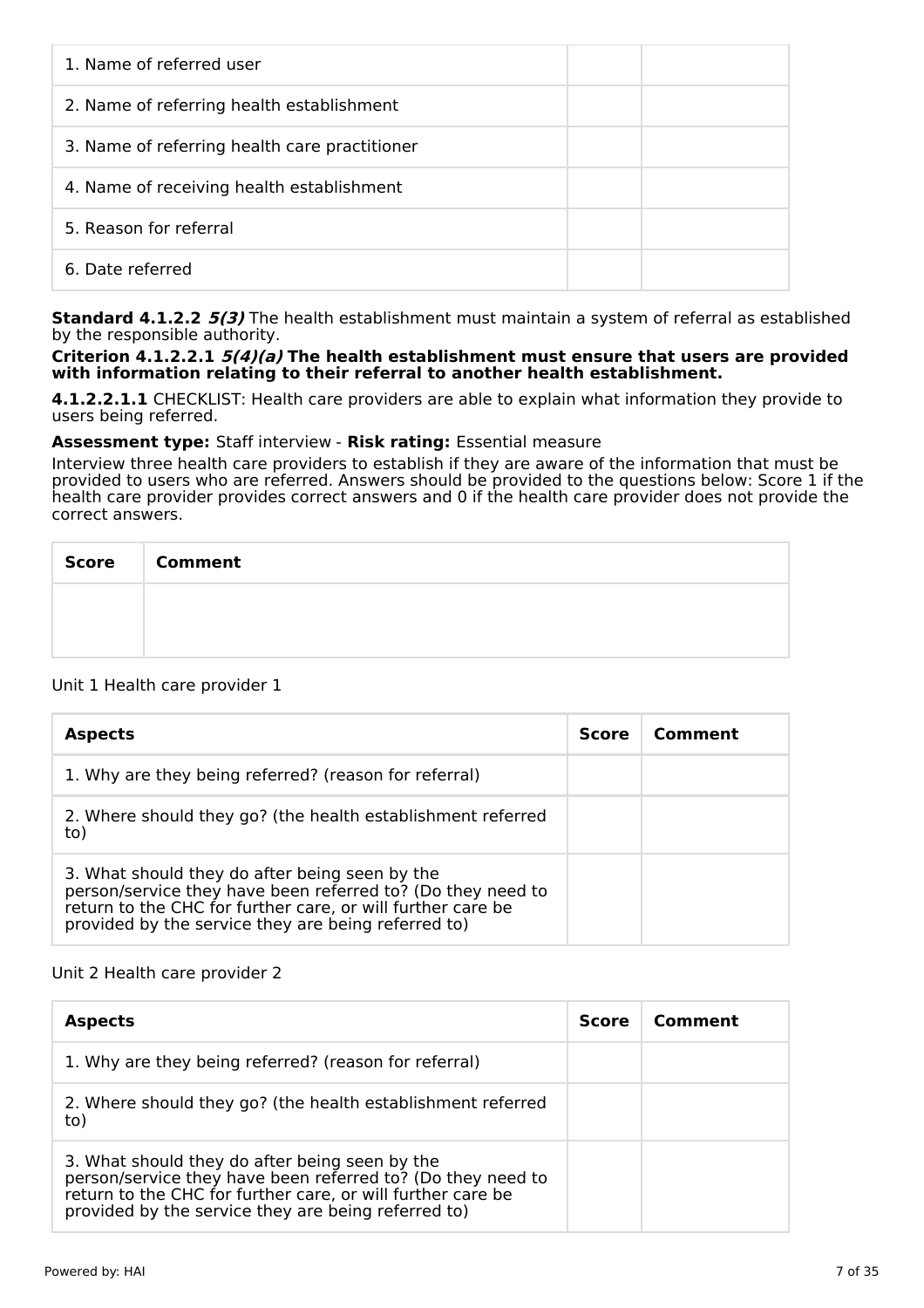| | | |
|---|---|---|
| 1. Name of referred user | | |
| 2. Name of referring health establishment | | |
| 3. Name of referring health care practitioner | | |
| 4. Name of receiving health establishment | | |
| 5. Reason for referral | | |
| 6. Date referred | | |

**Standard 4.1.2.2** ***5(3)*** The health establishment must maintain a system of referral as established by the responsible authority.

**Criterion 4.1.2.2.1** ***5(4)(a)*** **The health establishment must ensure that users are provided with information relating to their referral to another health establishment.**

**4.1.2.2.1.1** CHECKLIST: Health care providers are able to explain what information they provide to users being referred.

**Assessment type:** Staff interview - **Risk rating:** Essential measure

Interview three health care providers to establish if they are aware of the information that must be provided to users who are referred. Answers should be provided to the questions below: Score 1 if the health care provider provides correct answers and 0 if the health care provider does not provide the correct answers.

| Score | Comment |
|---|---|
| | |

Unit 1 Health care provider 1

| Aspects | Score | Comment |
|---|---|---|
| 1. Why are they being referred? (reason for referral) | | |
| 2. Where should they go? (the health establishment referred to) | | |
| 3. What should they do after being seen by the person/service they have been referred to? (Do they need to return to the CHC for further care, or will further care be provided by the service they are being referred to) | | |

Unit 2 Health care provider 2

| Aspects | Score | Comment |
|---|---|---|
| 1. Why are they being referred? (reason for referral) | | |
| 2. Where should they go? (the health establishment referred to) | | |
| 3. What should they do after being seen by the person/service they have been referred to? (Do they need to return to the CHC for further care, or will further care be provided by the service they are being referred to) | | |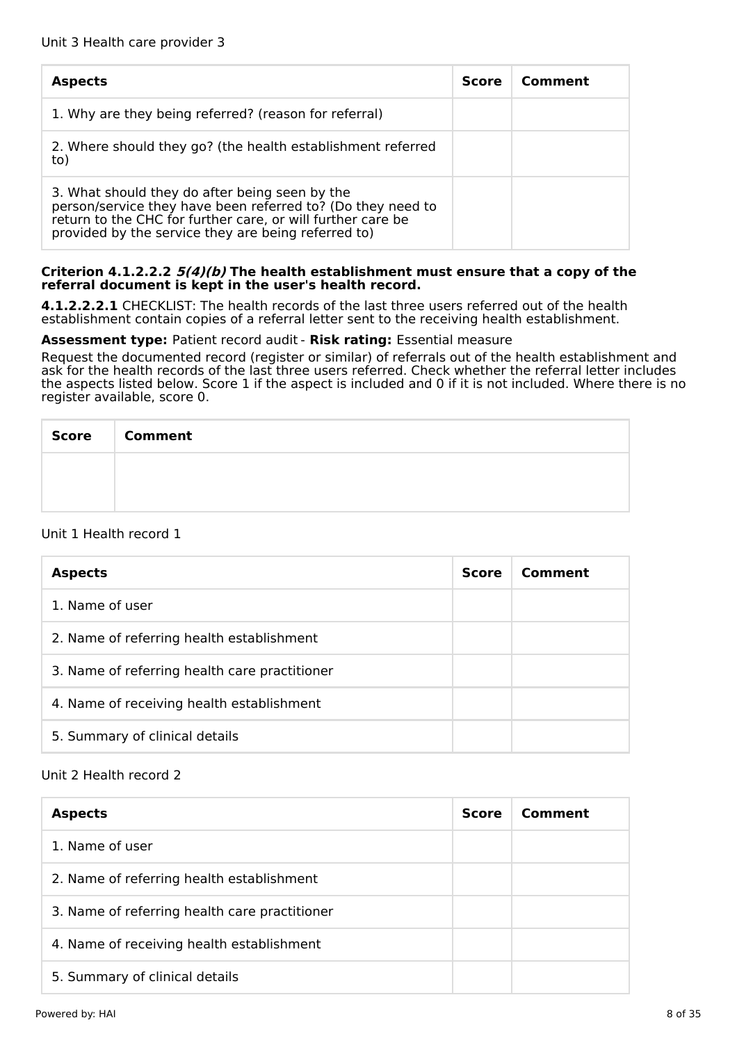Unit 3 Health care provider 3

| Aspects | Score | Comment |
| --- | --- | --- |
| 1. Why are they being referred? (reason for referral) | | |
| 2. Where should they go? (the health establishment referred to) | | |
| 3. What should they do after being seen by the person/service they have been referred to? (Do they need to return to the CHC for further care, or will further care be provided by the service they are being referred to) | | |

**Criterion 4.1.2.2.2 *5(4)(b)* The health establishment must ensure that a copy of the referral document is kept in the user's health record.**

**4.1.2.2.2.1** CHECKLIST: The health records of the last three users referred out of the health establishment contain copies of a referral letter sent to the receiving health establishment.

**Assessment type:** Patient record audit - **Risk rating:** Essential measure

Request the documented record (register or similar) of referrals out of the health establishment and ask for the health records of the last three users referred. Check whether the referral letter includes the aspects listed below. Score 1 if the aspect is included and 0 if it is not included. Where there is no register available, score 0.

| Score | Comment |
| --- | --- |
| | |

Unit 1 Health record 1

| Aspects | Score | Comment |
| --- | --- | --- |
| 1. Name of user | | |
| 2. Name of referring health establishment | | |
| 3. Name of referring health care practitioner | | |
| 4. Name of receiving health establishment | | |
| 5. Summary of clinical details | | |

Unit 2 Health record 2

| Aspects | Score | Comment |
| --- | --- | --- |
| 1. Name of user | | |
| 2. Name of referring health establishment | | |
| 3. Name of referring health care practitioner | | |
| 4. Name of receiving health establishment | | |
| 5. Summary of clinical details | | |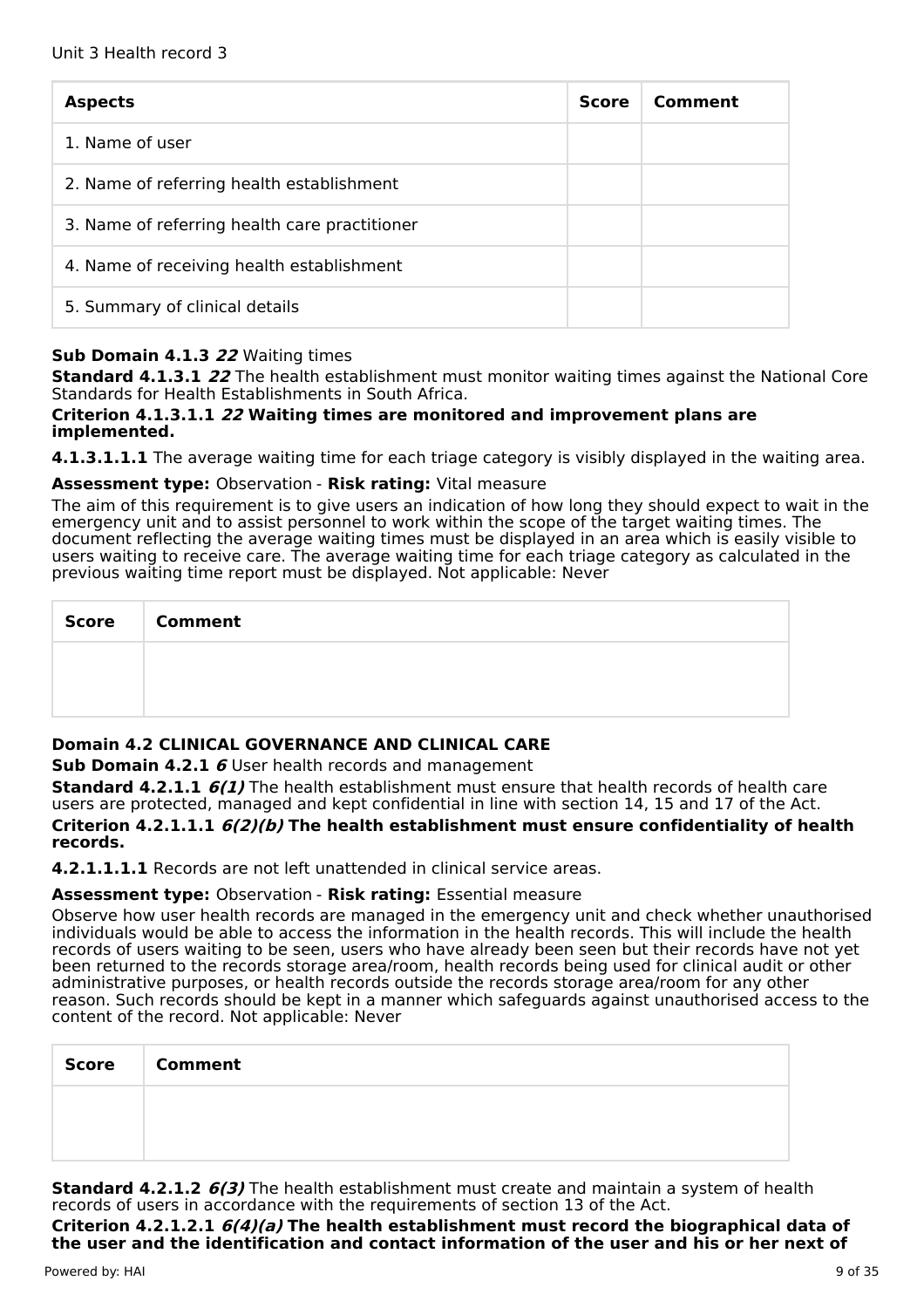Unit 3 Health record 3

| Aspects | Score | Comment |
|---|---|---|
| 1. Name of user | | |
| 2. Name of referring health establishment | | |
| 3. Name of referring health care practitioner | | |
| 4. Name of receiving health establishment | | |
| 5. Summary of clinical details | | |

**Sub Domain 4.1.3 *22*** Waiting times

**Standard 4.1.3.1 *22*** The health establishment must monitor waiting times against the National Core Standards for Health Establishments in South Africa.

**Criterion 4.1.3.1.1 *22* Waiting times are monitored and improvement plans are implemented.**

**4.1.3.1.1.1** The average waiting time for each triage category is visibly displayed in the waiting area.

**Assessment type:** Observation - **Risk rating:** Vital measure

The aim of this requirement is to give users an indication of how long they should expect to wait in the emergency unit and to assist personnel to work within the scope of the target waiting times. The document reflecting the average waiting times must be displayed in an area which is easily visible to users waiting to receive care. The average waiting time for each triage category as calculated in the previous waiting time report must be displayed. Not applicable: Never

| Score | Comment |
|---|---|
| | |

## Domain 4.2 CLINICAL GOVERNANCE AND CLINICAL CARE

**Sub Domain 4.2.1 *6*** User health records and management

**Standard 4.2.1.1 *6(1)*** The health establishment must ensure that health records of health care users are protected, managed and kept confidential in line with section 14, 15 and 17 of the Act.

**Criterion 4.2.1.1.1 *6(2)(b)* The health establishment must ensure confidentiality of health records.**

**4.2.1.1.1.1** Records are not left unattended in clinical service areas.

**Assessment type:** Observation - **Risk rating:** Essential measure

Observe how user health records are managed in the emergency unit and check whether unauthorised individuals would be able to access the information in the health records. This will include the health records of users waiting to be seen, users who have already been seen but their records have not yet been returned to the records storage area/room, health records being used for clinical audit or other administrative purposes, or health records outside the records storage area/room for any other reason. Such records should be kept in a manner which safeguards against unauthorised access to the content of the record. Not applicable: Never

| Score | Comment |
|---|---|
| | |

**Standard 4.2.1.2 *6(3)*** The health establishment must create and maintain a system of health records of users in accordance with the requirements of section 13 of the Act.

**Criterion 4.2.1.2.1 *6(4)(a)* The health establishment must record the biographical data of the user and the identification and contact information of the user and his or her next of**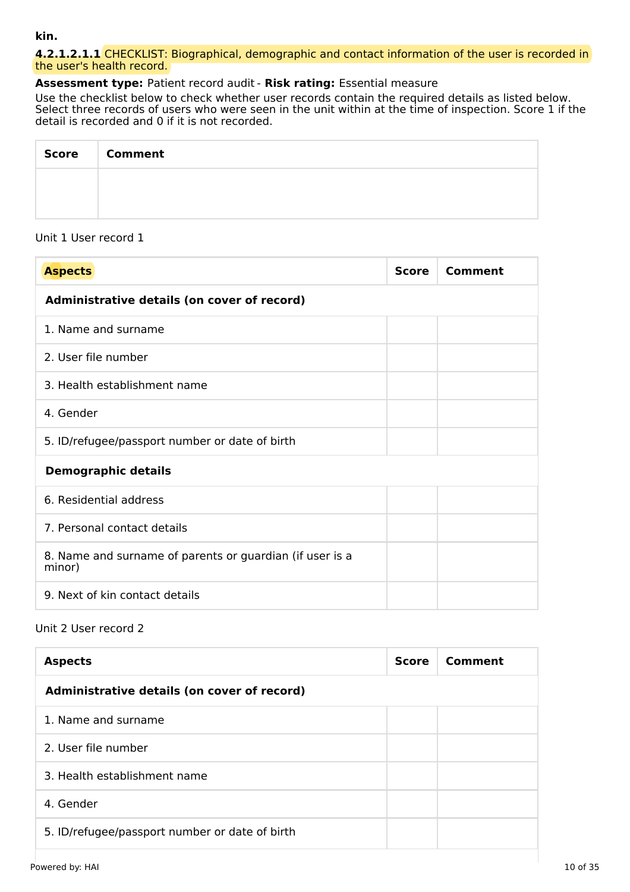**kin.**

**4.2.1.2.1.1** CHECKLIST: Biographical, demographic and contact information of the user is recorded in the user's health record.

**Assessment type:** Patient record audit - **Risk rating:** Essential measure

Use the checklist below to check whether user records contain the required details as listed below. Select three records of users who were seen in the unit within at the time of inspection. Score 1 if the detail is recorded and 0 if it is not recorded.

| Score | Comment |
| --- | --- |
| | |

Unit 1 User record 1

| Aspects | Score | Comment |
| --- | --- | --- |
| **Administrative details (on cover of record)** | | |
| 1. Name and surname | | |
| 2. User file number | | |
| 3. Health establishment name | | |
| 4. Gender | | |
| 5. ID/refugee/passport number or date of birth | | |
| **Demographic details** | | |
| 6. Residential address | | |
| 7. Personal contact details | | |
| 8. Name and surname of parents or guardian (if user is a minor) | | |
| 9. Next of kin contact details | | |

Unit 2 User record 2

| Aspects | Score | Comment |
| --- | --- | --- |
| **Administrative details (on cover of record)** | | |
| 1. Name and surname | | |
| 2. User file number | | |
| 3. Health establishment name | | |
| 4. Gender | | |
| 5. ID/refugee/passport number or date of birth | | |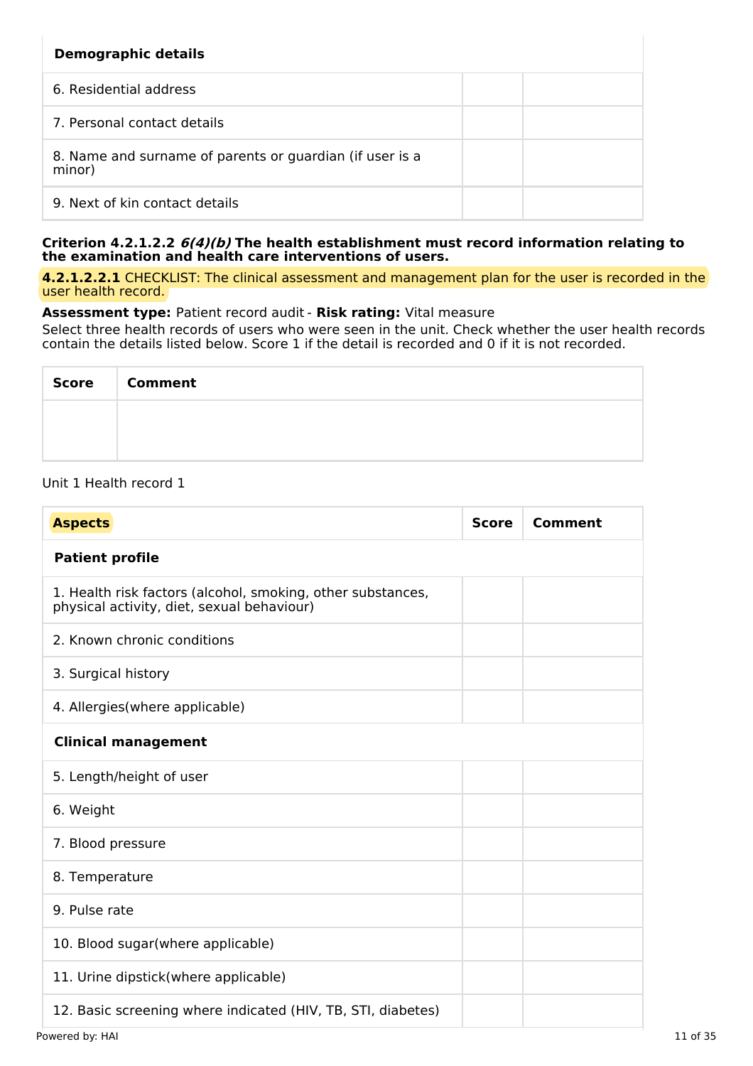| Demographic details | | |
|---|---|---|
| 6. Residential address | | |
| 7. Personal contact details | | |
| 8. Name and surname of parents or guardian (if user is a minor) | | |
| 9. Next of kin contact details | | |

**Criterion 4.2.1.2.2 *6(4)(b)* The health establishment must record information relating to the examination and health care interventions of users.**

**4.2.1.2.2.1** CHECKLIST: The clinical assessment and management plan for the user is recorded in the user health record.

**Assessment type:** Patient record audit - **Risk rating:** Vital measure

Select three health records of users who were seen in the unit. Check whether the user health records contain the details listed below. Score 1 if the detail is recorded and 0 if it is not recorded.

| Score | Comment |
|---|---|
| | |

Unit 1 Health record 1

| Aspects | Score | Comment |
|---|---|---|
| **Patient profile** | | |
| 1. Health risk factors (alcohol, smoking, other substances, physical activity, diet, sexual behaviour) | | |
| 2. Known chronic conditions | | |
| 3. Surgical history | | |
| 4. Allergies(where applicable) | | |
| **Clinical management** | | |
| 5. Length/height of user | | |
| 6. Weight | | |
| 7. Blood pressure | | |
| 8. Temperature | | |
| 9. Pulse rate | | |
| 10. Blood sugar(where applicable) | | |
| 11. Urine dipstick(where applicable) | | |
| 12. Basic screening where indicated (HIV, TB, STI, diabetes) | | |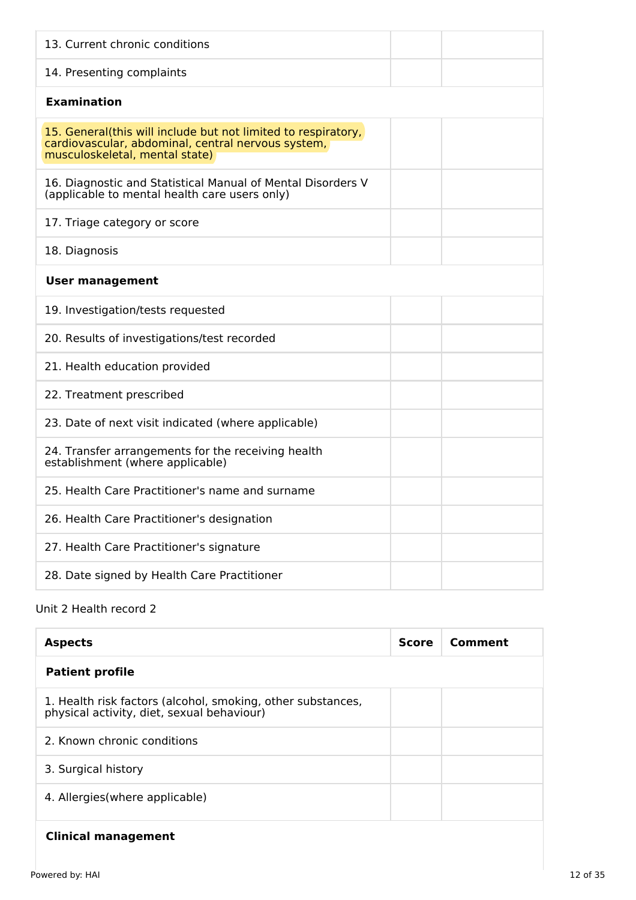| | | |
|---|---|---|
| 13. Current chronic conditions | | |
| 14. Presenting complaints | | |
| **Examination** | | |
| 15. General(this will include but not limited to respiratory, cardiovascular, abdominal, central nervous system, musculoskeletal, mental state) | | |
| 16. Diagnostic and Statistical Manual of Mental Disorders V (applicable to mental health care users only) | | |
| 17. Triage category or score | | |
| 18. Diagnosis | | |
| **User management** | | |
| 19. Investigation/tests requested | | |
| 20. Results of investigations/test recorded | | |
| 21. Health education provided | | |
| 22. Treatment prescribed | | |
| 23. Date of next visit indicated (where applicable) | | |
| 24. Transfer arrangements for the receiving health establishment (where applicable) | | |
| 25. Health Care Practitioner's name and surname | | |
| 26. Health Care Practitioner's designation | | |
| 27. Health Care Practitioner's signature | | |
| 28. Date signed by Health Care Practitioner | | |

Unit 2 Health record 2

| Aspects | Score | Comment |
|---|---|---|
| **Patient profile** | | |
| 1. Health risk factors (alcohol, smoking, other substances, physical activity, diet, sexual behaviour) | | |
| 2. Known chronic conditions | | |
| 3. Surgical history | | |
| 4. Allergies(where applicable) | | |
| **Clinical management** | | |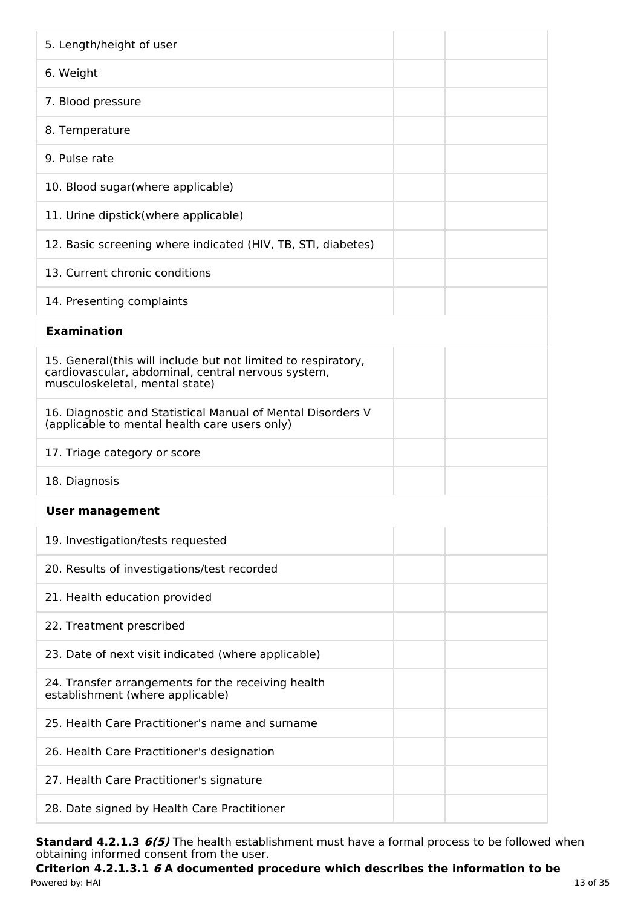| | | |
|---|---|---|
| 5. Length/height of user | | |
| 6. Weight | | |
| 7. Blood pressure | | |
| 8. Temperature | | |
| 9. Pulse rate | | |
| 10. Blood sugar(where applicable) | | |
| 11. Urine dipstick(where applicable) | | |
| 12. Basic screening where indicated (HIV, TB, STI, diabetes) | | |
| 13. Current chronic conditions | | |
| 14. Presenting complaints | | |
| **Examination** | | |
| 15. General(this will include but not limited to respiratory, cardiovascular, abdominal, central nervous system, musculoskeletal, mental state) | | |
| 16. Diagnostic and Statistical Manual of Mental Disorders V (applicable to mental health care users only) | | |
| 17. Triage category or score | | |
| 18. Diagnosis | | |
| **User management** | | |
| 19. Investigation/tests requested | | |
| 20. Results of investigations/test recorded | | |
| 21. Health education provided | | |
| 22. Treatment prescribed | | |
| 23. Date of next visit indicated (where applicable) | | |
| 24. Transfer arrangements for the receiving health establishment (where applicable) | | |
| 25. Health Care Practitioner's name and surname | | |
| 26. Health Care Practitioner's designation | | |
| 27. Health Care Practitioner's signature | | |
| 28. Date signed by Health Care Practitioner | | |

**Standard 4.2.1.3** ***6(5)*** The health establishment must have a formal process to be followed when obtaining informed consent from the user.

**Criterion 4.2.1.3.1** ***6*** **A documented procedure which describes the information to be**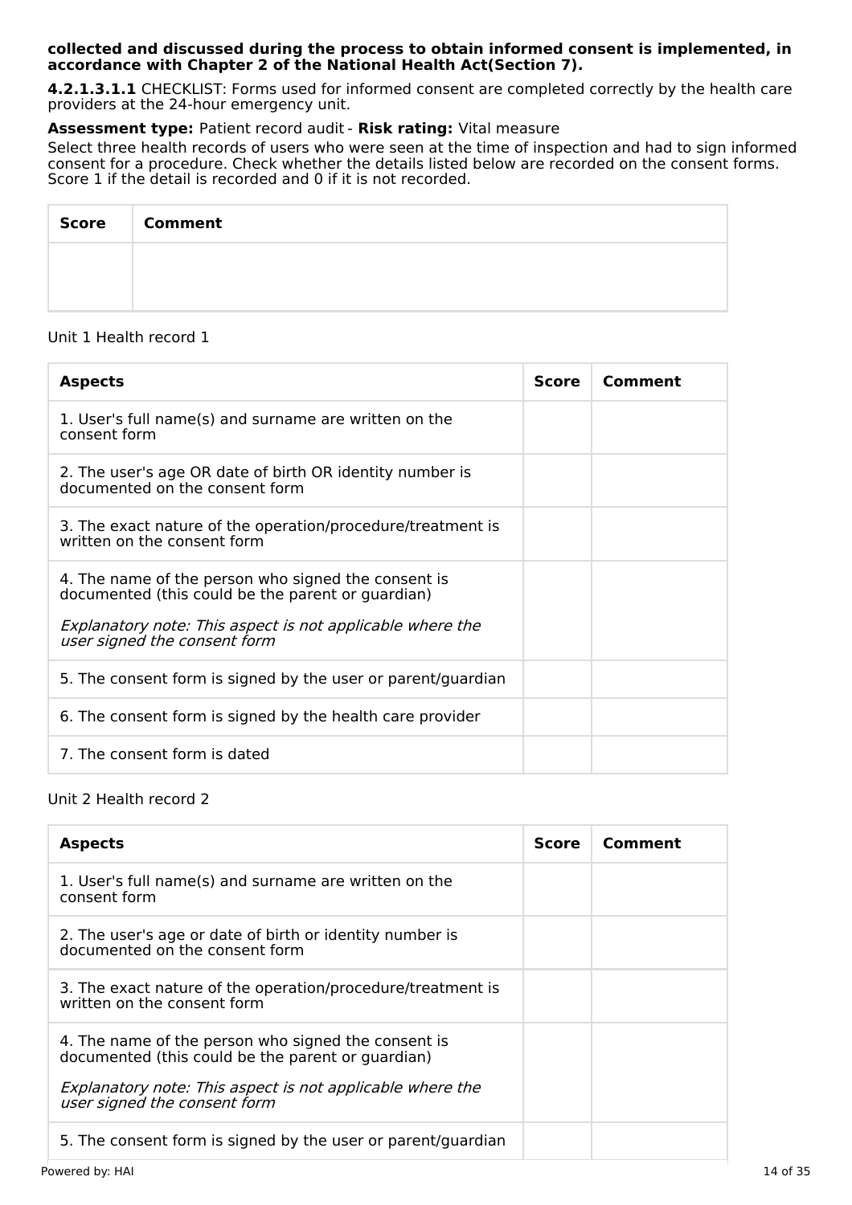**collected and discussed during the process to obtain informed consent is implemented, in accordance with Chapter 2 of the National Health Act(Section 7).**

**4.2.1.3.1.1** CHECKLIST: Forms used for informed consent are completed correctly by the health care providers at the 24-hour emergency unit.

**Assessment type:** Patient record audit - **Risk rating:** Vital measure

Select three health records of users who were seen at the time of inspection and had to sign informed consent for a procedure. Check whether the details listed below are recorded on the consent forms. Score 1 if the detail is recorded and 0 if it is not recorded.

| Score | Comment |
|---|---|
| | |

Unit 1 Health record 1

| Aspects | Score | Comment |
|---|---|---|
| 1. User's full name(s) and surname are written on the consent form | | |
| 2. The user's age OR date of birth OR identity number is documented on the consent form | | |
| 3. The exact nature of the operation/procedure/treatment is written on the consent form | | |
| 4. The name of the person who signed the consent is documented (this could be the parent or guardian)<br>*Explanatory note: This aspect is not applicable where the user signed the consent form* | | |
| 5. The consent form is signed by the user or parent/guardian | | |
| 6. The consent form is signed by the health care provider | | |
| 7. The consent form is dated | | |

Unit 2 Health record 2

| Aspects | Score | Comment |
|---|---|---|
| 1. User's full name(s) and surname are written on the consent form | | |
| 2. The user's age or date of birth or identity number is documented on the consent form | | |
| 3. The exact nature of the operation/procedure/treatment is written on the consent form | | |
| 4. The name of the person who signed the consent is documented (this could be the parent or guardian)<br>*Explanatory note: This aspect is not applicable where the user signed the consent form* | | |
| 5. The consent form is signed by the user or parent/guardian | | |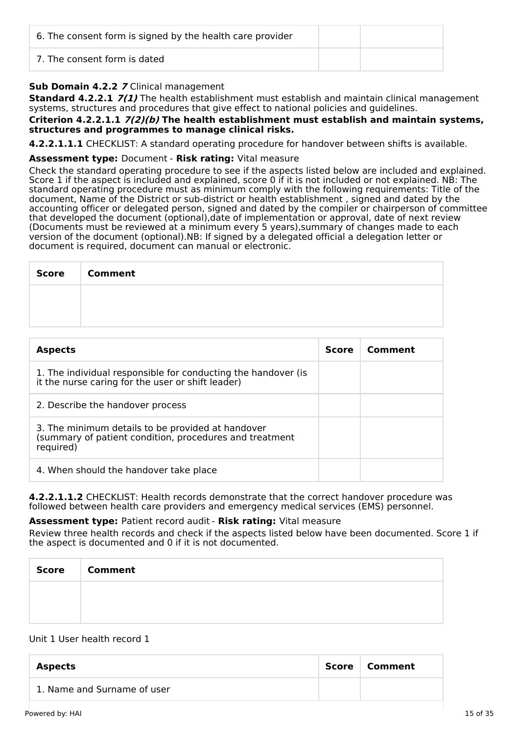| | | |
|---|---|---|
| 6. The consent form is signed by the health care provider | | |
| 7. The consent form is dated | | |

**Sub Domain 4.2.2** ***7*** Clinical management

**Standard 4.2.2.1** ***7(1)*** The health establishment must establish and maintain clinical management systems, structures and procedures that give effect to national policies and guidelines.

**Criterion 4.2.2.1.1** ***7(2)(b)*** **The health establishment must establish and maintain systems, structures and programmes to manage clinical risks.**

**4.2.2.1.1.1** CHECKLIST: A standard operating procedure for handover between shifts is available.

**Assessment type:** Document - **Risk rating:** Vital measure

Check the standard operating procedure to see if the aspects listed below are included and explained. Score 1 if the aspect is included and explained, score 0 if it is not included or not explained. NB: The standard operating procedure must as minimum comply with the following requirements: Title of the document, Name of the District or sub-district or health establishment , signed and dated by the accounting officer or delegated person, signed and dated by the compiler or chairperson of committee that developed the document (optional),date of implementation or approval, date of next review (Documents must be reviewed at a minimum every 5 years),summary of changes made to each version of the document (optional).NB: If signed by a delegated official a delegation letter or document is required, document can manual or electronic.

| Score | Comment |
|---|---|
| | |

| Aspects | Score | Comment |
|---|---|---|
| 1. The individual responsible for conducting the handover (is it the nurse caring for the user or shift leader) | | |
| 2. Describe the handover process | | |
| 3. The minimum details to be provided at handover (summary of patient condition, procedures and treatment required) | | |
| 4. When should the handover take place | | |

**4.2.2.1.1.2** CHECKLIST: Health records demonstrate that the correct handover procedure was followed between health care providers and emergency medical services (EMS) personnel.

**Assessment type:** Patient record audit - **Risk rating:** Vital measure

Review three health records and check if the aspects listed below have been documented. Score 1 if the aspect is documented and 0 if it is not documented.

| Score | Comment |
|---|---|
| | |

Unit 1 User health record 1

| Aspects | Score | Comment |
|---|---|---|
| 1. Name and Surname of user | | |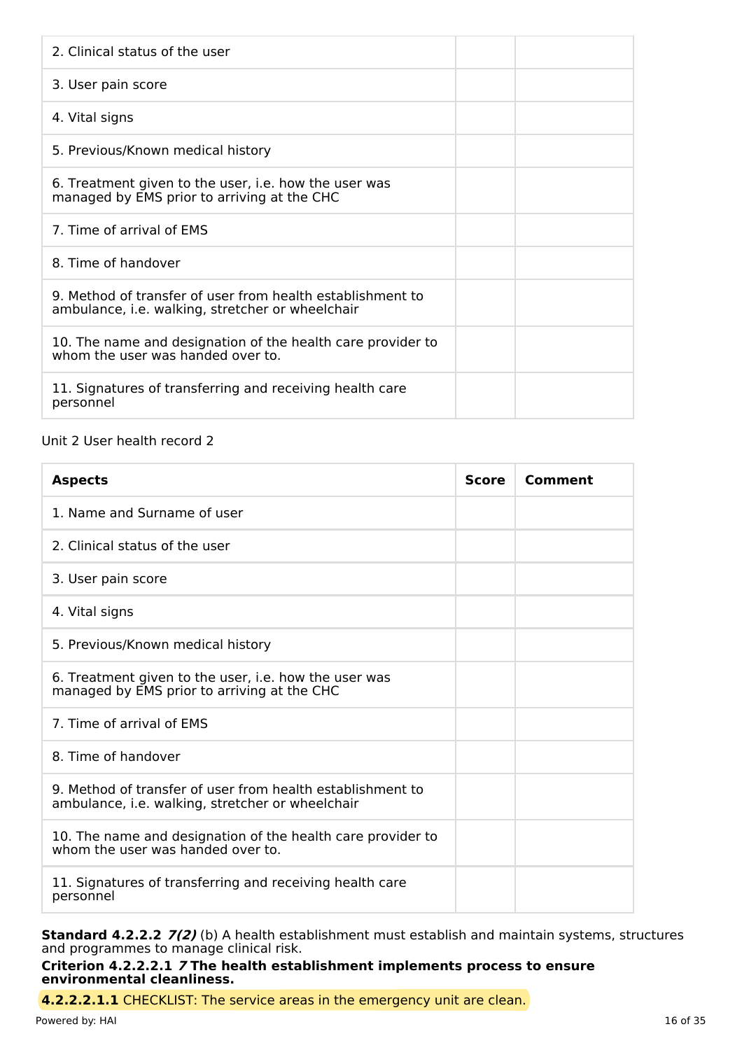| | | |
|---|---|---|
| 2. Clinical status of the user | | |
| 3. User pain score | | |
| 4. Vital signs | | |
| 5. Previous/Known medical history | | |
| 6. Treatment given to the user, i.e. how the user was managed by EMS prior to arriving at the CHC | | |
| 7. Time of arrival of EMS | | |
| 8. Time of handover | | |
| 9. Method of transfer of user from health establishment to ambulance, i.e. walking, stretcher or wheelchair | | |
| 10. The name and designation of the health care provider to whom the user was handed over to. | | |
| 11. Signatures of transferring and receiving health care personnel | | |

Unit 2 User health record 2

| Aspects | Score | Comment |
|---|---|---|
| 1. Name and Surname of user | | |
| 2. Clinical status of the user | | |
| 3. User pain score | | |
| 4. Vital signs | | |
| 5. Previous/Known medical history | | |
| 6. Treatment given to the user, i.e. how the user was managed by EMS prior to arriving at the CHC | | |
| 7. Time of arrival of EMS | | |
| 8. Time of handover | | |
| 9. Method of transfer of user from health establishment to ambulance, i.e. walking, stretcher or wheelchair | | |
| 10. The name and designation of the health care provider to whom the user was handed over to. | | |
| 11. Signatures of transferring and receiving health care personnel | | |

**Standard 4.2.2.2** ***7(2)*** (b) A health establishment must establish and maintain systems, structures and programmes to manage clinical risk.

**Criterion 4.2.2.2.1** ***7*** **The health establishment implements process to ensure environmental cleanliness.**

**4.2.2.2.1.1** CHECKLIST: The service areas in the emergency unit are clean.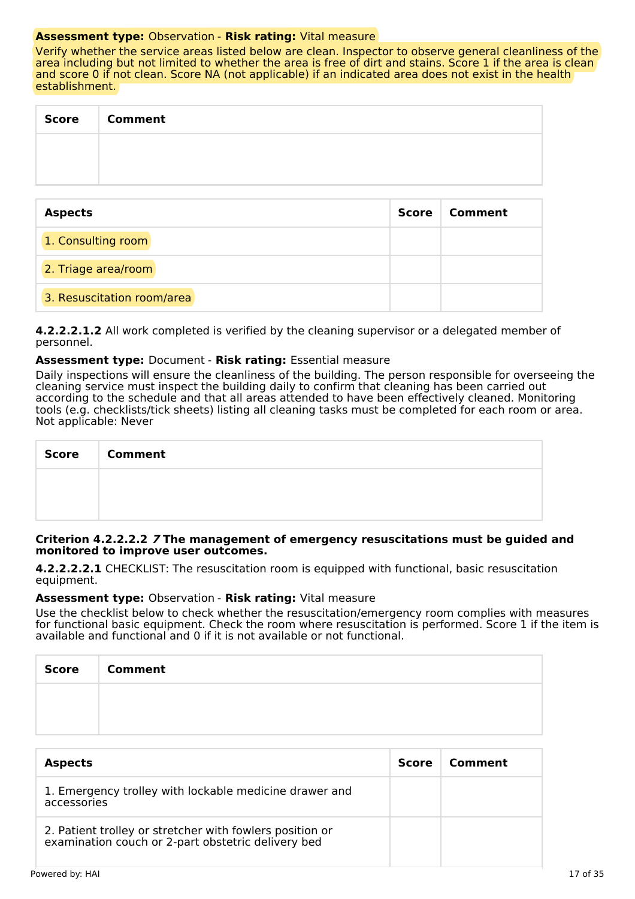**Assessment type:** Observation - **Risk rating:** Vital measure

Verify whether the service areas listed below are clean. Inspector to observe general cleanliness of the area including but not limited to whether the area is free of dirt and stains. Score 1 if the area is clean and score 0 if not clean. Score NA (not applicable) if an indicated area does not exist in the health establishment.

| Score | Comment |
|---|---|
| | |

| Aspects | Score | Comment |
|---|---|---|
| 1. Consulting room | | |
| 2. Triage area/room | | |
| 3. Resuscitation room/area | | |

**4.2.2.2.1.2** All work completed is verified by the cleaning supervisor or a delegated member of personnel.

**Assessment type:** Document - **Risk rating:** Essential measure

Daily inspections will ensure the cleanliness of the building. The person responsible for overseeing the cleaning service must inspect the building daily to confirm that cleaning has been carried out according to the schedule and that all areas attended to have been effectively cleaned. Monitoring tools (e.g. checklists/tick sheets) listing all cleaning tasks must be completed for each room or area. Not applicable: Never

| Score | Comment |
|---|---|
| | |

**Criterion 4.2.2.2.2 *7* The management of emergency resuscitations must be guided and monitored to improve user outcomes.**

**4.2.2.2.2.1** CHECKLIST: The resuscitation room is equipped with functional, basic resuscitation equipment.

**Assessment type:** Observation - **Risk rating:** Vital measure

Use the checklist below to check whether the resuscitation/emergency room complies with measures for functional basic equipment. Check the room where resuscitation is performed. Score 1 if the item is available and functional and 0 if it is not available or not functional.

| Score | Comment |
|---|---|
| | |

| Aspects | Score | Comment |
|---|---|---|
| 1. Emergency trolley with lockable medicine drawer and accessories | | |
| 2. Patient trolley or stretcher with fowlers position or examination couch or 2-part obstetric delivery bed | | |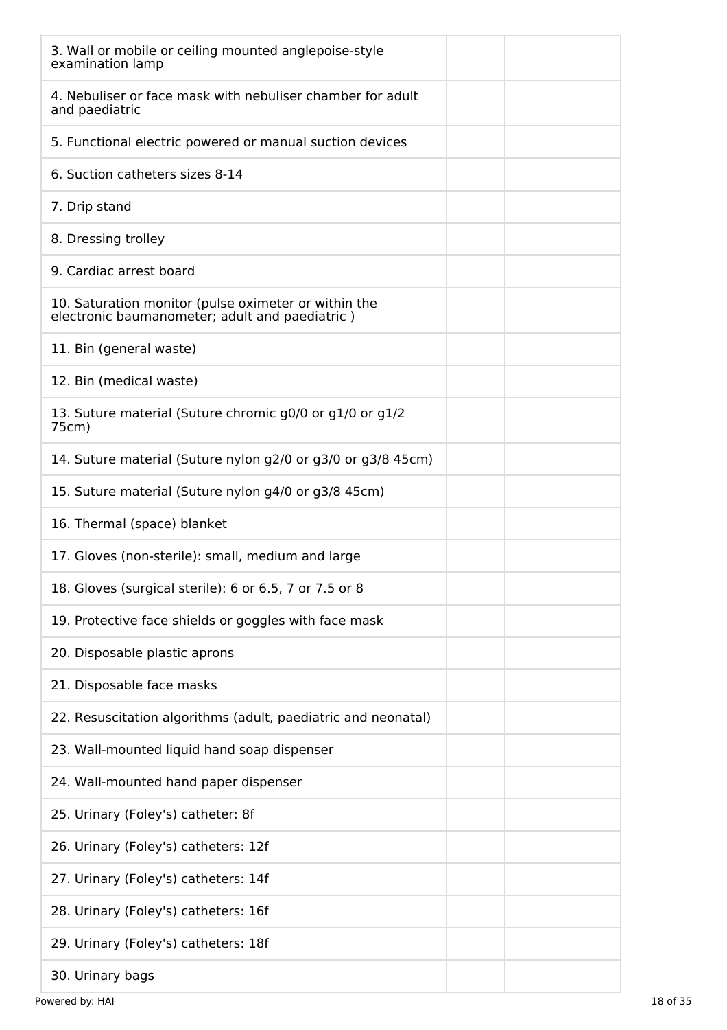| | | |
|---|---|---|
| 3. Wall or mobile or ceiling mounted anglepoise-style examination lamp | | |
| 4. Nebuliser or face mask with nebuliser chamber for adult and paediatric | | |
| 5. Functional electric powered or manual suction devices | | |
| 6. Suction catheters sizes 8-14 | | |
| 7. Drip stand | | |
| 8. Dressing trolley | | |
| 9. Cardiac arrest board | | |
| 10. Saturation monitor (pulse oximeter or within the electronic baumanometer; adult and paediatric ) | | |
| 11. Bin (general waste) | | |
| 12. Bin (medical waste) | | |
| 13. Suture material (Suture chromic g0/0 or g1/0 or g1/2 75cm) | | |
| 14. Suture material (Suture nylon g2/0 or g3/0 or g3/8 45cm) | | |
| 15. Suture material (Suture nylon g4/0 or g3/8 45cm) | | |
| 16. Thermal (space) blanket | | |
| 17. Gloves (non-sterile): small, medium and large | | |
| 18. Gloves (surgical sterile): 6 or 6.5, 7 or 7.5 or 8 | | |
| 19. Protective face shields or goggles with face mask | | |
| 20. Disposable plastic aprons | | |
| 21. Disposable face masks | | |
| 22. Resuscitation algorithms (adult, paediatric and neonatal) | | |
| 23. Wall-mounted liquid hand soap dispenser | | |
| 24. Wall-mounted hand paper dispenser | | |
| 25. Urinary (Foley's) catheter: 8f | | |
| 26. Urinary (Foley's) catheters: 12f | | |
| 27. Urinary (Foley's) catheters: 14f | | |
| 28. Urinary (Foley's) catheters: 16f | | |
| 29. Urinary (Foley's) catheters: 18f | | |
| 30. Urinary bags | | |

Powered by: HAI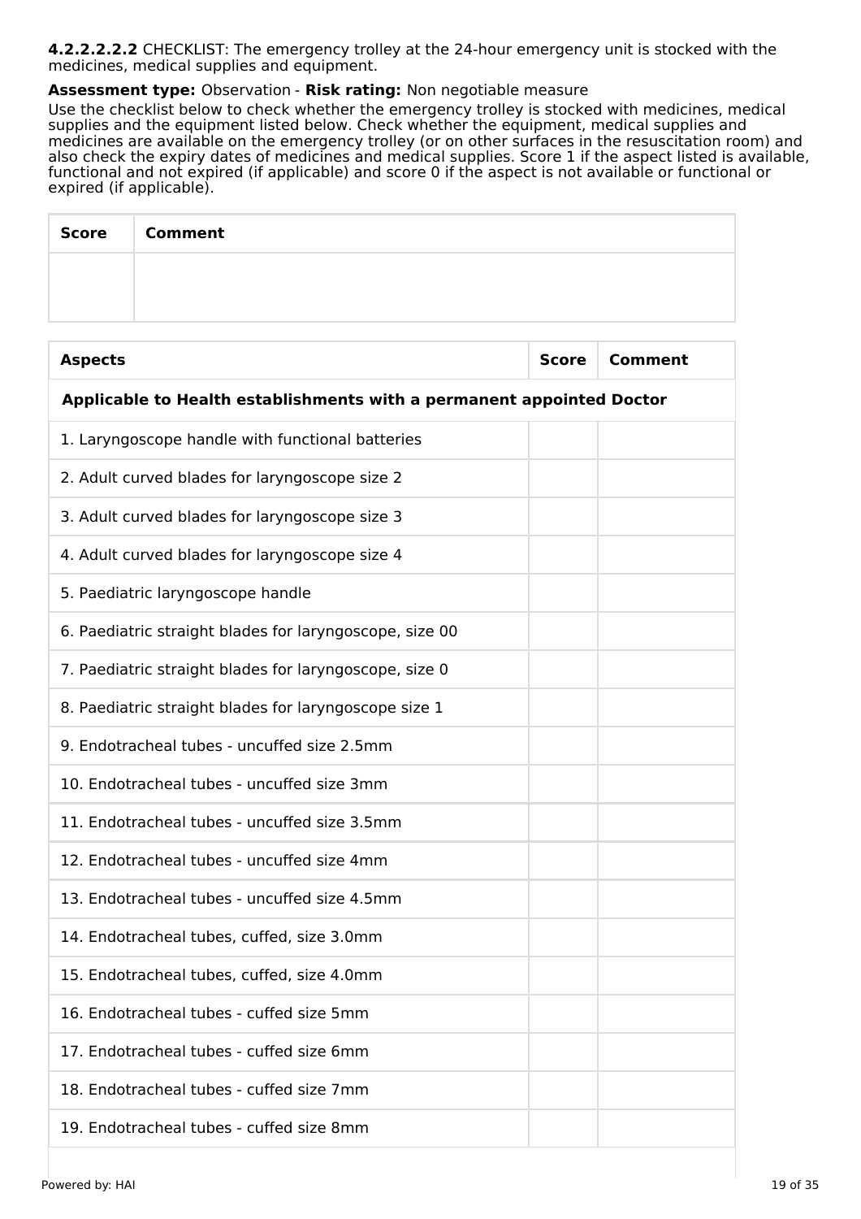**4.2.2.2.2.2** CHECKLIST: The emergency trolley at the 24-hour emergency unit is stocked with the medicines, medical supplies and equipment.

**Assessment type:** Observation - **Risk rating:** Non negotiable measure

Use the checklist below to check whether the emergency trolley is stocked with medicines, medical supplies and the equipment listed below. Check whether the equipment, medical supplies and medicines are available on the emergency trolley (or on other surfaces in the resuscitation room) and also check the expiry dates of medicines and medical supplies. Score 1 if the aspect listed is available, functional and not expired (if applicable) and score 0 if the aspect is not available or functional or expired (if applicable).

| Score | Comment |
|---|---|
| | |

| Aspects | Score | Comment |
|---|---|---|
| **Applicable to Health establishments with a permanent appointed Doctor** | | |
| 1. Laryngoscope handle with functional batteries | | |
| 2. Adult curved blades for laryngoscope size 2 | | |
| 3. Adult curved blades for laryngoscope size 3 | | |
| 4. Adult curved blades for laryngoscope size 4 | | |
| 5. Paediatric laryngoscope handle | | |
| 6. Paediatric straight blades for laryngoscope, size 00 | | |
| 7. Paediatric straight blades for laryngoscope, size 0 | | |
| 8. Paediatric straight blades for laryngoscope size 1 | | |
| 9. Endotracheal tubes - uncuffed size 2.5mm | | |
| 10. Endotracheal tubes - uncuffed size 3mm | | |
| 11. Endotracheal tubes - uncuffed size 3.5mm | | |
| 12. Endotracheal tubes - uncuffed size 4mm | | |
| 13. Endotracheal tubes - uncuffed size 4.5mm | | |
| 14. Endotracheal tubes, cuffed, size 3.0mm | | |
| 15. Endotracheal tubes, cuffed, size 4.0mm | | |
| 16. Endotracheal tubes - cuffed size 5mm | | |
| 17. Endotracheal tubes - cuffed size 6mm | | |
| 18. Endotracheal tubes - cuffed size 7mm | | |
| 19. Endotracheal tubes - cuffed size 8mm | | |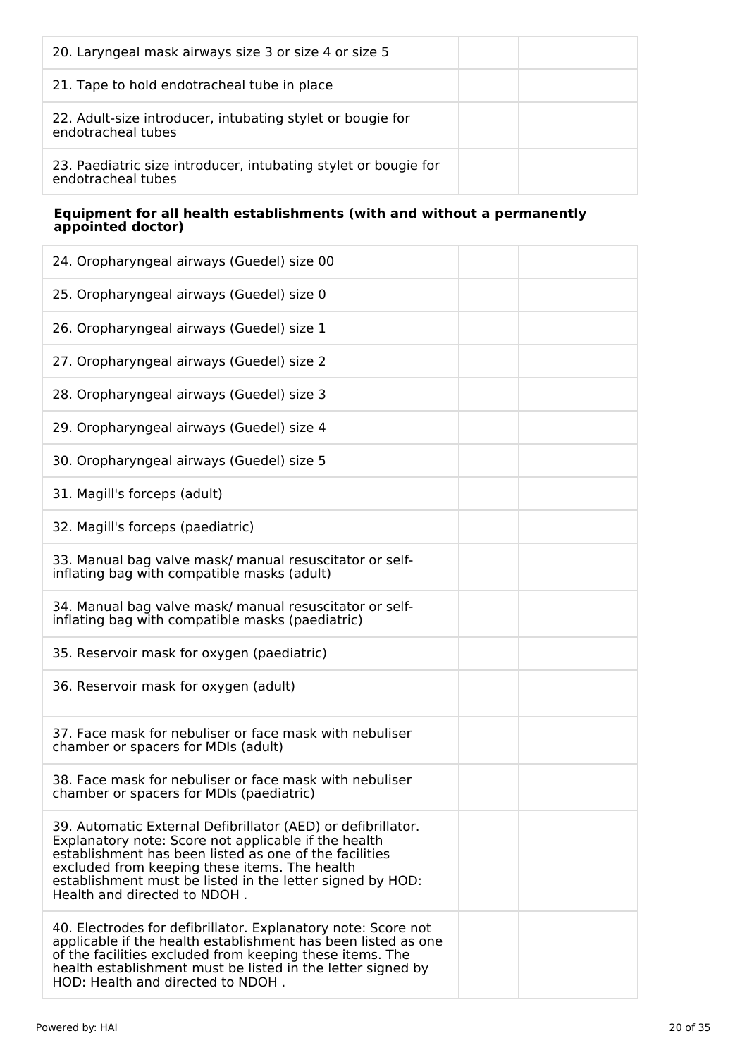| | | |
|---|---|---|
| 20. Laryngeal mask airways size 3 or size 4 or size 5 | | |
| 21. Tape to hold endotracheal tube in place | | |
| 22. Adult-size introducer, intubating stylet or bougie for endotracheal tubes | | |
| 23. Paediatric size introducer, intubating stylet or bougie for endotracheal tubes | | |
| **Equipment for all health establishments (with and without a permanently appointed doctor)** | | |
| 24. Oropharyngeal airways (Guedel) size 00 | | |
| 25. Oropharyngeal airways (Guedel) size 0 | | |
| 26. Oropharyngeal airways (Guedel) size 1 | | |
| 27. Oropharyngeal airways (Guedel) size 2 | | |
| 28. Oropharyngeal airways (Guedel) size 3 | | |
| 29. Oropharyngeal airways (Guedel) size 4 | | |
| 30. Oropharyngeal airways (Guedel) size 5 | | |
| 31. Magill's forceps (adult) | | |
| 32. Magill's forceps (paediatric) | | |
| 33. Manual bag valve mask/ manual resuscitator or self-inflating bag with compatible masks (adult) | | |
| 34. Manual bag valve mask/ manual resuscitator or self-inflating bag with compatible masks (paediatric) | | |
| 35. Reservoir mask for oxygen (paediatric) | | |
| 36. Reservoir mask for oxygen (adult) | | |
| 37. Face mask for nebuliser or face mask with nebuliser chamber or spacers for MDIs (adult) | | |
| 38. Face mask for nebuliser or face mask with nebuliser chamber or spacers for MDIs (paediatric) | | |
| 39. Automatic External Defibrillator (AED) or defibrillator. Explanatory note: Score not applicable if the health establishment has been listed as one of the facilities excluded from keeping these items. The health establishment must be listed in the letter signed by HOD: Health and directed to NDOH . | | |
| 40. Electrodes for defibrillator. Explanatory note: Score not applicable if the health establishment has been listed as one of the facilities excluded from keeping these items. The health establishment must be listed in the letter signed by HOD: Health and directed to NDOH . | | |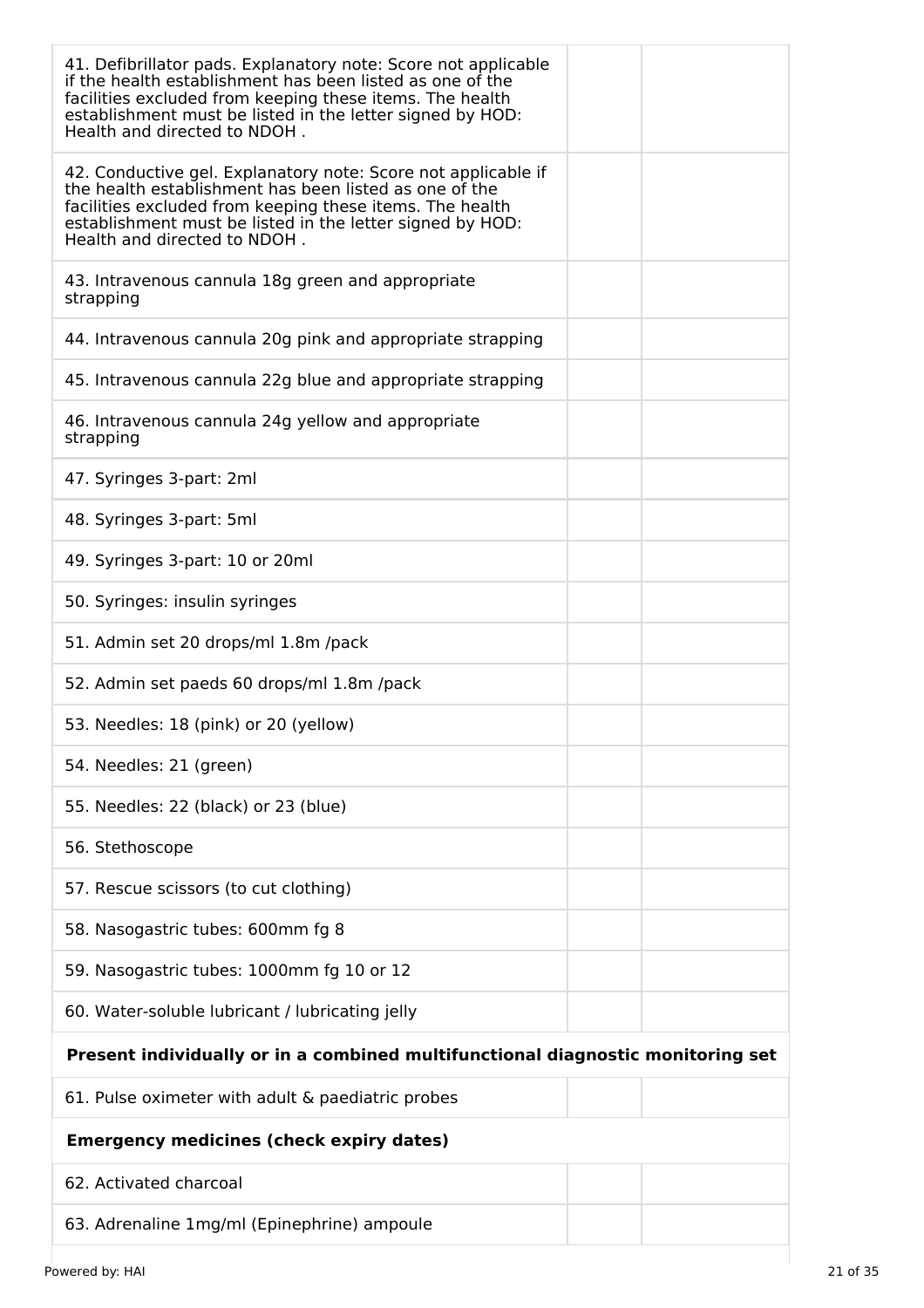| | | |
|---|---|---|
| 41. Defibrillator pads. Explanatory note: Score not applicable if the health establishment has been listed as one of the facilities excluded from keeping these items. The health establishment must be listed in the letter signed by HOD: Health and directed to NDOH . | | |
| 42. Conductive gel. Explanatory note: Score not applicable if the health establishment has been listed as one of the facilities excluded from keeping these items. The health establishment must be listed in the letter signed by HOD: Health and directed to NDOH . | | |
| 43. Intravenous cannula 18g green and appropriate strapping | | |
| 44. Intravenous cannula 20g pink and appropriate strapping | | |
| 45. Intravenous cannula 22g blue and appropriate strapping | | |
| 46. Intravenous cannula 24g yellow and appropriate strapping | | |
| 47. Syringes 3-part: 2ml | | |
| 48. Syringes 3-part: 5ml | | |
| 49. Syringes 3-part: 10 or 20ml | | |
| 50. Syringes: insulin syringes | | |
| 51. Admin set 20 drops/ml 1.8m /pack | | |
| 52. Admin set paeds 60 drops/ml 1.8m /pack | | |
| 53. Needles: 18 (pink) or 20 (yellow) | | |
| 54. Needles: 21 (green) | | |
| 55. Needles: 22 (black) or 23 (blue) | | |
| 56. Stethoscope | | |
| 57. Rescue scissors (to cut clothing) | | |
| 58. Nasogastric tubes: 600mm fg 8 | | |
| 59. Nasogastric tubes: 1000mm fg 10 or 12 | | |
| 60. Water-soluble lubricant / lubricating jelly | | |
| **Present individually or in a combined multifunctional diagnostic monitoring set** | | |
| 61. Pulse oximeter with adult & paediatric probes | | |
| **Emergency medicines (check expiry dates)** | | |
| 62. Activated charcoal | | |
| 63. Adrenaline 1mg/ml (Epinephrine) ampoule | | |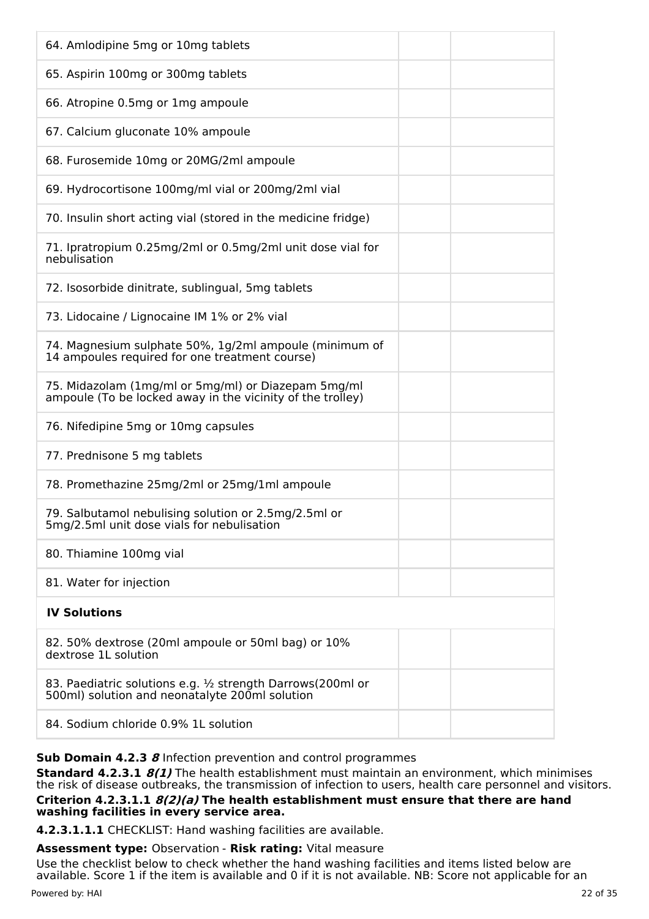| | | |
|---|---|---|
| 64. Amlodipine 5mg or 10mg tablets | | |
| 65. Aspirin 100mg or 300mg tablets | | |
| 66. Atropine 0.5mg or 1mg ampoule | | |
| 67. Calcium gluconate 10% ampoule | | |
| 68. Furosemide 10mg or 20MG/2ml ampoule | | |
| 69. Hydrocortisone 100mg/ml vial or 200mg/2ml vial | | |
| 70. Insulin short acting vial (stored in the medicine fridge) | | |
| 71. Ipratropium 0.25mg/2ml or 0.5mg/2ml unit dose vial for nebulisation | | |
| 72. Isosorbide dinitrate, sublingual, 5mg tablets | | |
| 73. Lidocaine / Lignocaine IM 1% or 2% vial | | |
| 74. Magnesium sulphate 50%, 1g/2ml ampoule (minimum of 14 ampoules required for one treatment course) | | |
| 75. Midazolam (1mg/ml or 5mg/ml) or Diazepam 5mg/ml ampoule (To be locked away in the vicinity of the trolley) | | |
| 76. Nifedipine 5mg or 10mg capsules | | |
| 77. Prednisone 5 mg tablets | | |
| 78. Promethazine 25mg/2ml or 25mg/1ml ampoule | | |
| 79. Salbutamol nebulising solution or 2.5mg/2.5ml or 5mg/2.5ml unit dose vials for nebulisation | | |
| 80. Thiamine 100mg vial | | |
| 81. Water for injection | | |
| **IV Solutions** | | |
| 82. 50% dextrose (20ml ampoule or 50ml bag) or 10% dextrose 1L solution | | |
| 83. Paediatric solutions e.g. ½ strength Darrows(200ml or 500ml) solution and neonatalyte 200ml solution | | |
| 84. Sodium chloride 0.9% 1L solution | | |

**Sub Domain 4.2.3** ***8*** Infection prevention and control programmes

**Standard 4.2.3.1** ***8(1)*** The health establishment must maintain an environment, which minimises the risk of disease outbreaks, the transmission of infection to users, health care personnel and visitors.

**Criterion 4.2.3.1.1** ***8(2)(a)*** **The health establishment must ensure that there are hand washing facilities in every service area.**

**4.2.3.1.1.1** CHECKLIST: Hand washing facilities are available.

**Assessment type:** Observation - **Risk rating:** Vital measure

Use the checklist below to check whether the hand washing facilities and items listed below are available. Score 1 if the item is available and 0 if it is not available. NB: Score not applicable for an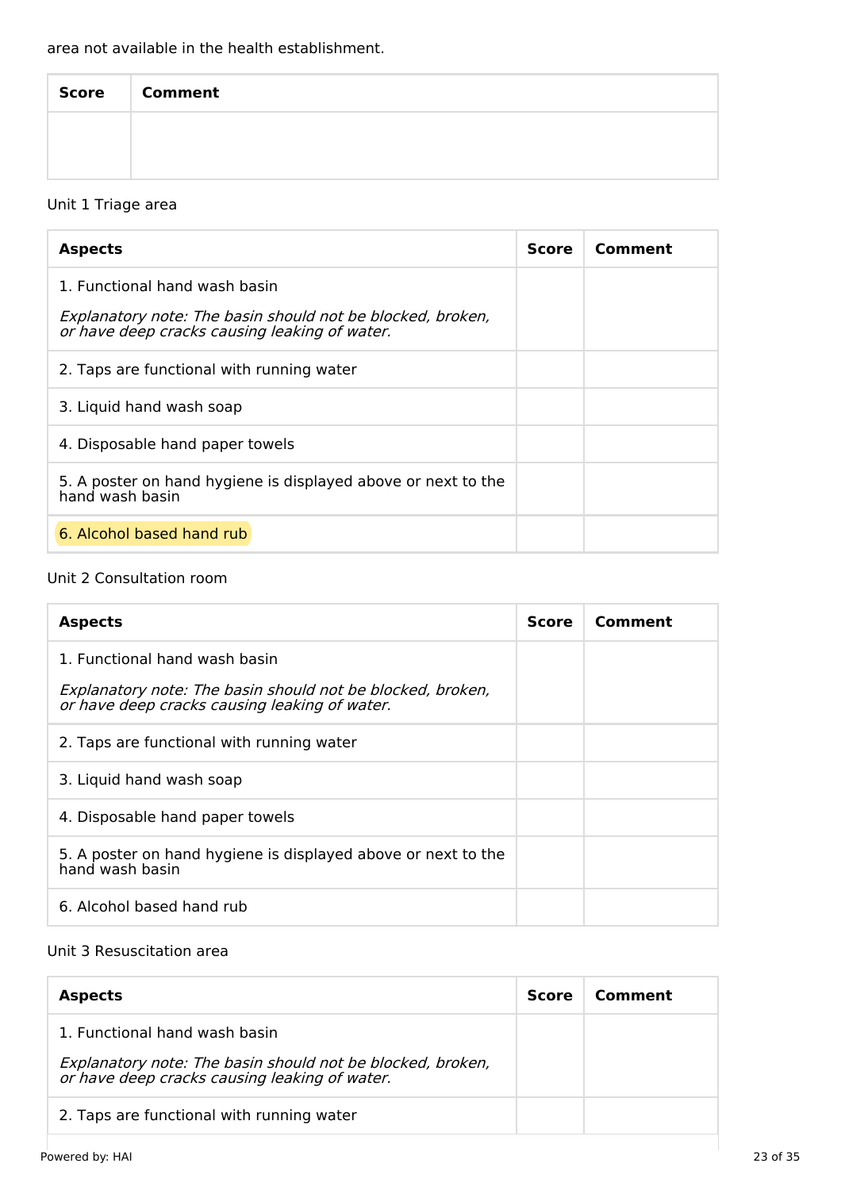area not available in the health establishment.

| Score | Comment |
| --- | --- |
| | |

Unit 1 Triage area

| Aspects | Score | Comment |
| --- | --- | --- |
| 1. Functional hand wash basin<br><br>*Explanatory note: The basin should not be blocked, broken, or have deep cracks causing leaking of water.* | | |
| 2. Taps are functional with running water | | |
| 3. Liquid hand wash soap | | |
| 4. Disposable hand paper towels | | |
| 5. A poster on hand hygiene is displayed above or next to the hand wash basin | | |
| 6. Alcohol based hand rub | | |

Unit 2 Consultation room

| Aspects | Score | Comment |
| --- | --- | --- |
| 1. Functional hand wash basin<br><br>*Explanatory note: The basin should not be blocked, broken, or have deep cracks causing leaking of water.* | | |
| 2. Taps are functional with running water | | |
| 3. Liquid hand wash soap | | |
| 4. Disposable hand paper towels | | |
| 5. A poster on hand hygiene is displayed above or next to the hand wash basin | | |
| 6. Alcohol based hand rub | | |

Unit 3 Resuscitation area

| Aspects | Score | Comment |
| --- | --- | --- |
| 1. Functional hand wash basin<br><br>*Explanatory note: The basin should not be blocked, broken, or have deep cracks causing leaking of water.* | | |
| 2. Taps are functional with running water | | |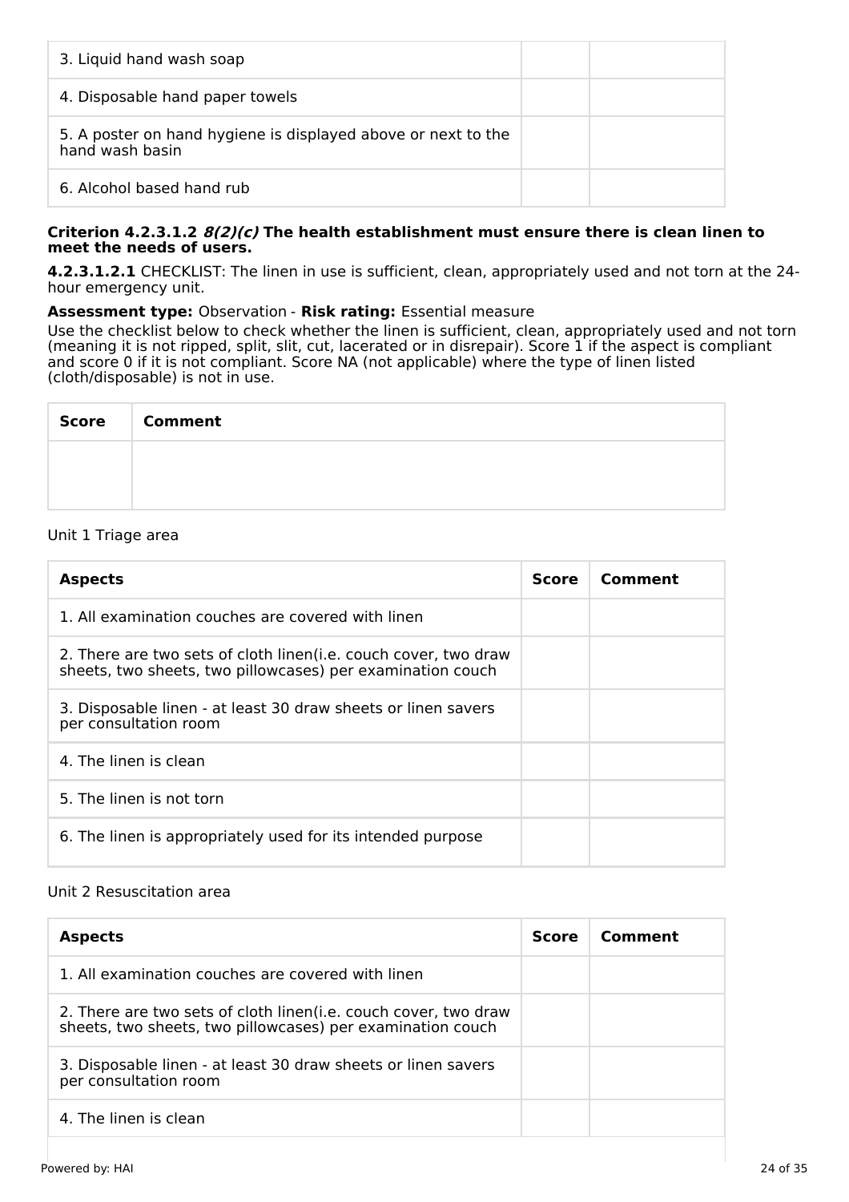| 3. Liquid hand wash soap | | |
|---|---|---|
| 4. Disposable hand paper towels | | |
| 5. A poster on hand hygiene is displayed above or next to the hand wash basin | | |
| 6. Alcohol based hand rub | | |

**Criterion 4.2.3.1.2 *8(2)(c)* The health establishment must ensure there is clean linen to meet the needs of users.**

**4.2.3.1.2.1** CHECKLIST: The linen in use is sufficient, clean, appropriately used and not torn at the 24-hour emergency unit.

**Assessment type:** Observation - **Risk rating:** Essential measure

Use the checklist below to check whether the linen is sufficient, clean, appropriately used and not torn (meaning it is not ripped, split, slit, cut, lacerated or in disrepair). Score 1 if the aspect is compliant and score 0 if it is not compliant. Score NA (not applicable) where the type of linen listed (cloth/disposable) is not in use.

| Score | Comment |
|---|---|
| | |

Unit 1 Triage area

| Aspects | Score | Comment |
|---|---|---|
| 1. All examination couches are covered with linen | | |
| 2. There are two sets of cloth linen(i.e. couch cover, two draw sheets, two sheets, two pillowcases) per examination couch | | |
| 3. Disposable linen - at least 30 draw sheets or linen savers per consultation room | | |
| 4. The linen is clean | | |
| 5. The linen is not torn | | |
| 6. The linen is appropriately used for its intended purpose | | |

Unit 2 Resuscitation area

| Aspects | Score | Comment |
|---|---|---|
| 1. All examination couches are covered with linen | | |
| 2. There are two sets of cloth linen(i.e. couch cover, two draw sheets, two sheets, two pillowcases) per examination couch | | |
| 3. Disposable linen - at least 30 draw sheets or linen savers per consultation room | | |
| 4. The linen is clean | | |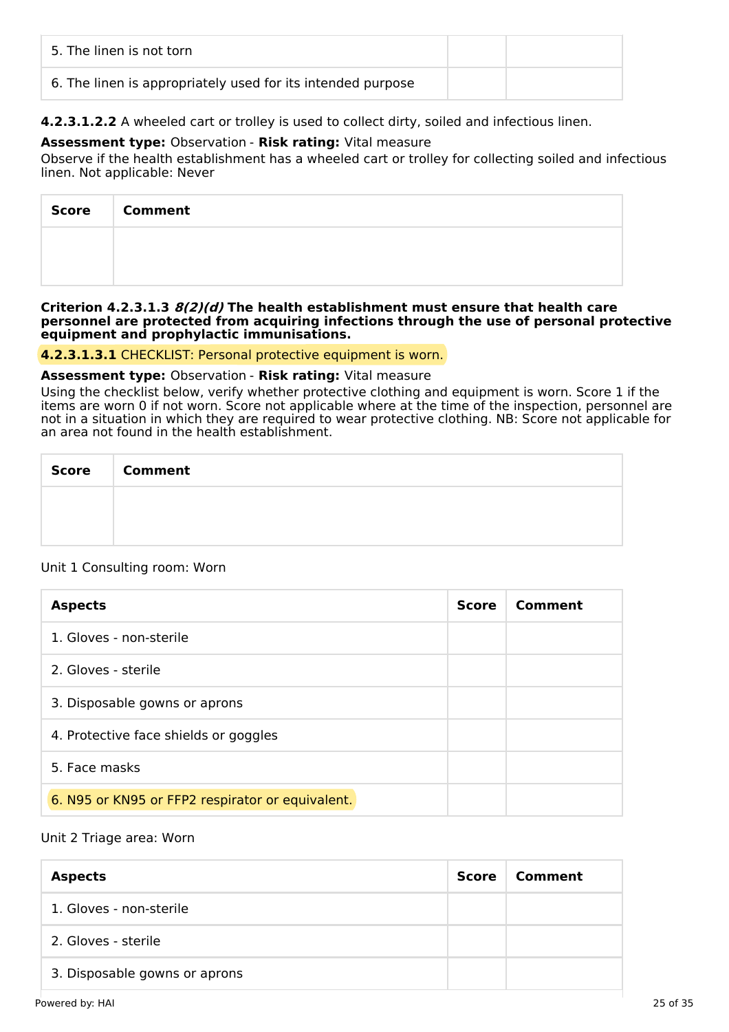| | | |
|---|---|---|
| 5. The linen is not torn | | |
| 6. The linen is appropriately used for its intended purpose | | |

**4.2.3.1.2.2** A wheeled cart or trolley is used to collect dirty, soiled and infectious linen.

**Assessment type:** Observation - **Risk rating:** Vital measure

Observe if the health establishment has a wheeled cart or trolley for collecting soiled and infectious linen. Not applicable: Never

| Score | Comment |
|---|---|
| | |

**Criterion 4.2.3.1.3 *8(2)(d)* The health establishment must ensure that health care personnel are protected from acquiring infections through the use of personal protective equipment and prophylactic immunisations.**

**4.2.3.1.3.1** CHECKLIST: Personal protective equipment is worn.

**Assessment type:** Observation - **Risk rating:** Vital measure

Using the checklist below, verify whether protective clothing and equipment is worn. Score 1 if the items are worn 0 if not worn. Score not applicable where at the time of the inspection, personnel are not in a situation in which they are required to wear protective clothing. NB: Score not applicable for an area not found in the health establishment.

| Score | Comment |
|---|---|
| | |

Unit 1 Consulting room: Worn

| Aspects | Score | Comment |
|---|---|---|
| 1. Gloves - non-sterile | | |
| 2. Gloves - sterile | | |
| 3. Disposable gowns or aprons | | |
| 4. Protective face shields or goggles | | |
| 5. Face masks | | |
| 6. N95 or KN95 or FFP2 respirator or equivalent. | | |

Unit 2 Triage area: Worn

| Aspects | Score | Comment |
|---|---|---|
| 1. Gloves - non-sterile | | |
| 2. Gloves - sterile | | |
| 3. Disposable gowns or aprons | | |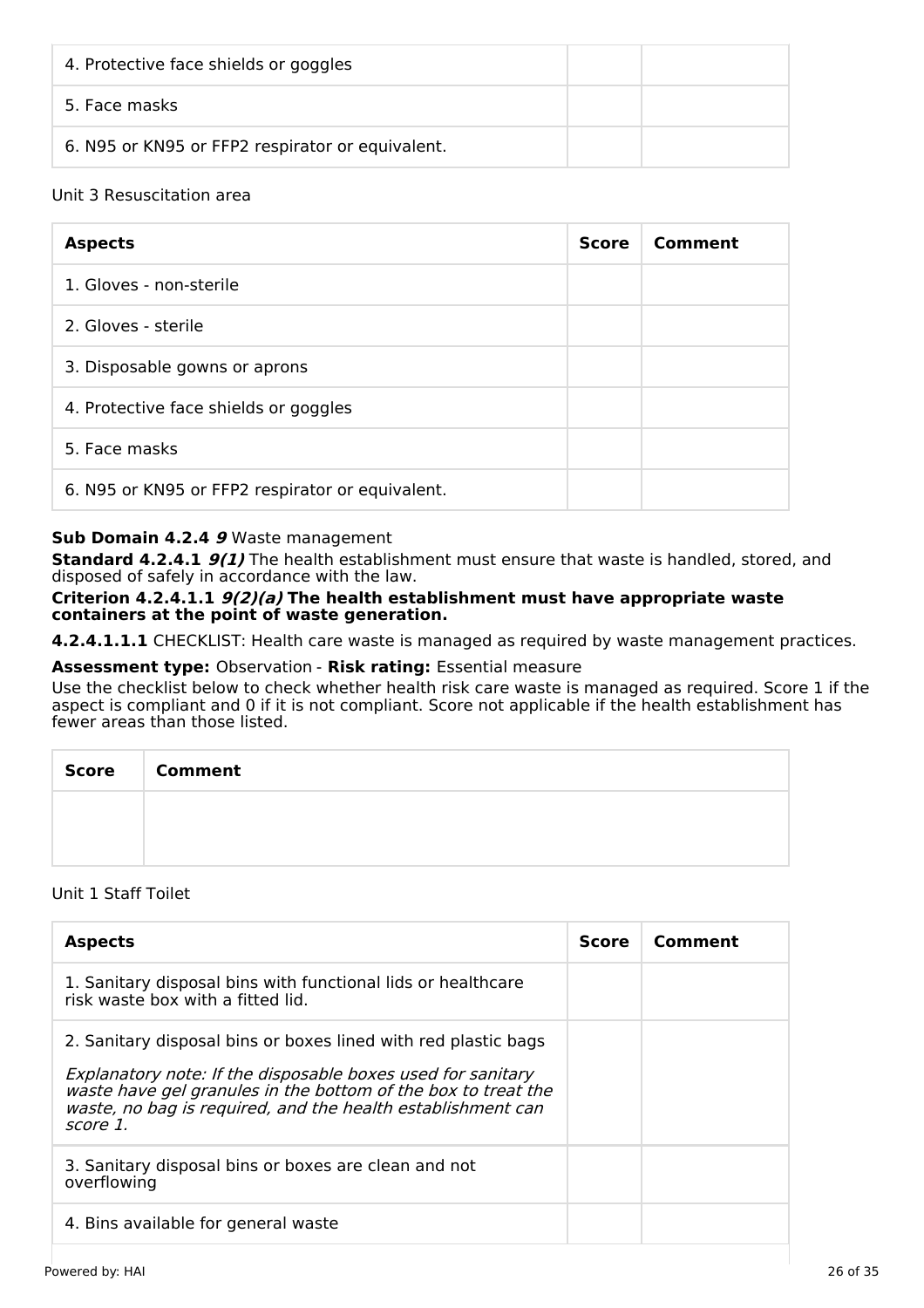| | | |
|---|---|---|
| 4. Protective face shields or goggles | | |
| 5. Face masks | | |
| 6. N95 or KN95 or FFP2 respirator or equivalent. | | |

Unit 3 Resuscitation area

| Aspects | Score | Comment |
|---|---|---|
| 1. Gloves - non-sterile | | |
| 2. Gloves - sterile | | |
| 3. Disposable gowns or aprons | | |
| 4. Protective face shields or goggles | | |
| 5. Face masks | | |
| 6. N95 or KN95 or FFP2 respirator or equivalent. | | |

**Sub Domain 4.2.4 *9*** Waste management

**Standard 4.2.4.1 *9(1)*** The health establishment must ensure that waste is handled, stored, and disposed of safely in accordance with the law.

**Criterion 4.2.4.1.1 *9(2)(a)* The health establishment must have appropriate waste containers at the point of waste generation.**

**4.2.4.1.1.1** CHECKLIST: Health care waste is managed as required by waste management practices.

**Assessment type:** Observation - **Risk rating:** Essential measure

Use the checklist below to check whether health risk care waste is managed as required. Score 1 if the aspect is compliant and 0 if it is not compliant. Score not applicable if the health establishment has fewer areas than those listed.

| Score | Comment |
|---|---|
| | |

Unit 1 Staff Toilet

| Aspects | Score | Comment |
|---|---|---|
| 1. Sanitary disposal bins with functional lids or healthcare risk waste box with a fitted lid. | | |
| 2. Sanitary disposal bins or boxes lined with red plastic bags<br><br>*Explanatory note: If the disposable boxes used for sanitary waste have gel granules in the bottom of the box to treat the waste, no bag is required, and the health establishment can score 1.* | | |
| 3. Sanitary disposal bins or boxes are clean and not overflowing | | |
| 4. Bins available for general waste | | |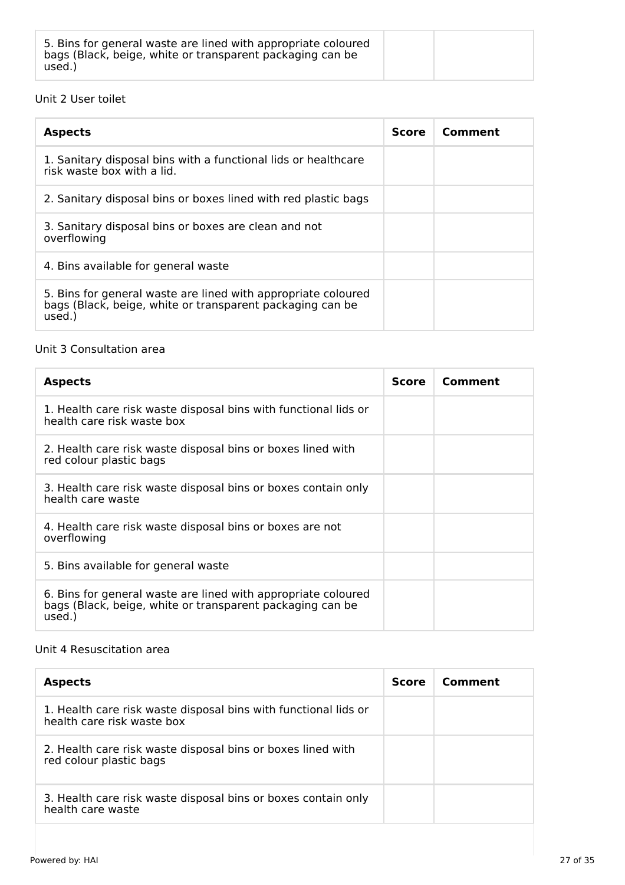| 5. Bins for general waste are lined with appropriate coloured bags (Black, beige, white or transparent packaging can be used.) | | |
|---|---|---|

Unit 2 User toilet

| Aspects | Score | Comment |
|---|---|---|
| 1. Sanitary disposal bins with a functional lids or healthcare risk waste box with a lid. | | |
| 2. Sanitary disposal bins or boxes lined with red plastic bags | | |
| 3. Sanitary disposal bins or boxes are clean and not overflowing | | |
| 4. Bins available for general waste | | |
| 5. Bins for general waste are lined with appropriate coloured bags (Black, beige, white or transparent packaging can be used.) | | |

Unit 3 Consultation area

| Aspects | Score | Comment |
|---|---|---|
| 1. Health care risk waste disposal bins with functional lids or health care risk waste box | | |
| 2. Health care risk waste disposal bins or boxes lined with red colour plastic bags | | |
| 3. Health care risk waste disposal bins or boxes contain only health care waste | | |
| 4. Health care risk waste disposal bins or boxes are not overflowing | | |
| 5. Bins available for general waste | | |
| 6. Bins for general waste are lined with appropriate coloured bags (Black, beige, white or transparent packaging can be used.) | | |

Unit 4 Resuscitation area

| Aspects | Score | Comment |
|---|---|---|
| 1. Health care risk waste disposal bins with functional lids or health care risk waste box | | |
| 2. Health care risk waste disposal bins or boxes lined with red colour plastic bags | | |
| 3. Health care risk waste disposal bins or boxes contain only health care waste | | |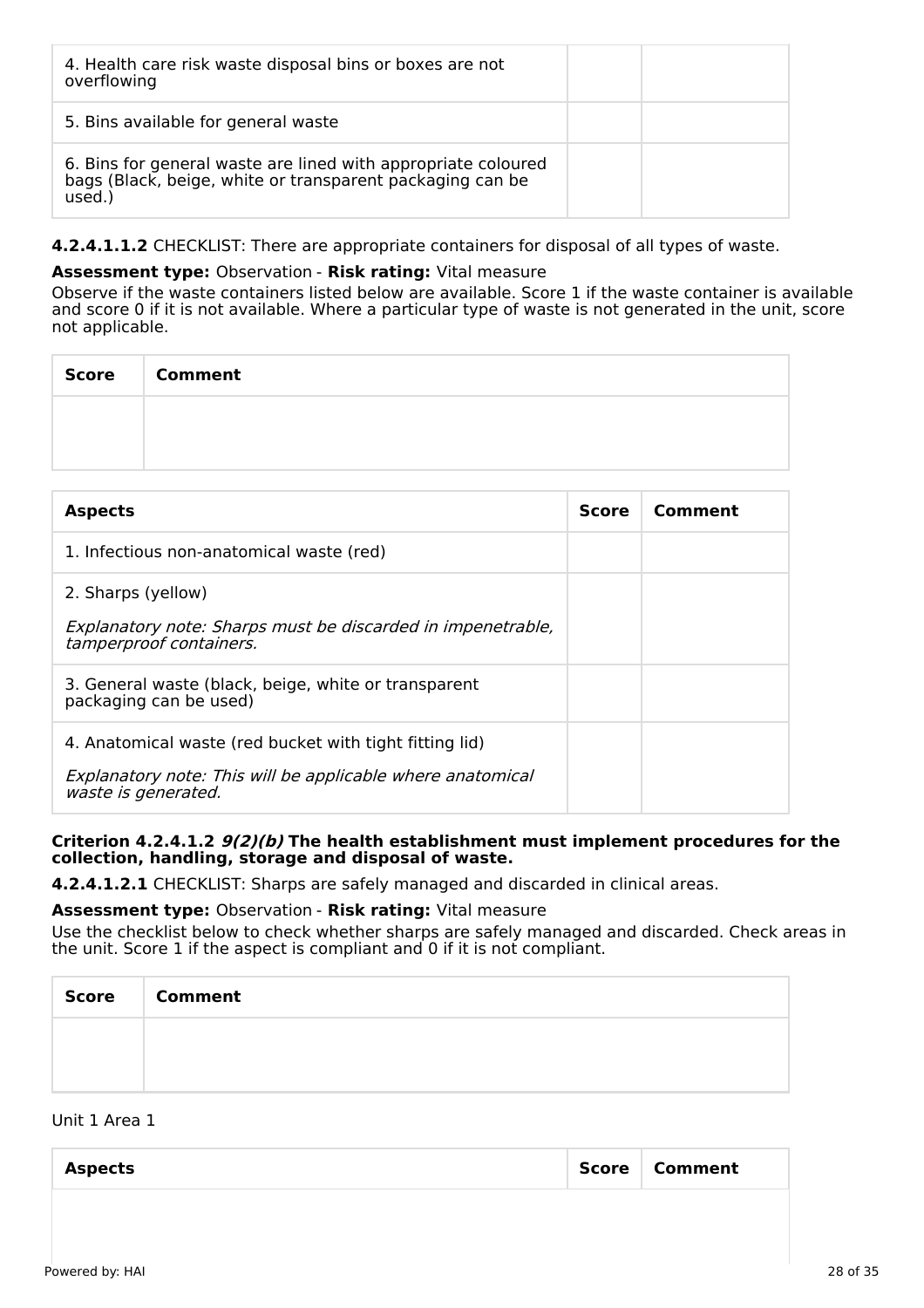| | Score | Comment |
|---|---|---|
| 4. Health care risk waste disposal bins or boxes are not overflowing | | |
| 5. Bins available for general waste | | |
| 6. Bins for general waste are lined with appropriate coloured bags (Black, beige, white or transparent packaging can be used.) | | |

**4.2.4.1.1.2** CHECKLIST: There are appropriate containers for disposal of all types of waste.

**Assessment type:** Observation - **Risk rating:** Vital measure

Observe if the waste containers listed below are available. Score 1 if the waste container is available and score 0 if it is not available. Where a particular type of waste is not generated in the unit, score not applicable.

| Score | Comment |
|---|---|
| | |

| Aspects | Score | Comment |
|---|---|---|
| 1. Infectious non-anatomical waste (red) | | |
| 2. Sharps (yellow)<br><br>*Explanatory note: Sharps must be discarded in impenetrable, tamperproof containers.* | | |
| 3. General waste (black, beige, white or transparent packaging can be used) | | |
| 4. Anatomical waste (red bucket with tight fitting lid)<br><br>*Explanatory note: This will be applicable where anatomical waste is generated.* | | |

**Criterion 4.2.4.1.2 *9(2)(b)* The health establishment must implement procedures for the collection, handling, storage and disposal of waste.**

**4.2.4.1.2.1** CHECKLIST: Sharps are safely managed and discarded in clinical areas.

**Assessment type:** Observation - **Risk rating:** Vital measure

Use the checklist below to check whether sharps are safely managed and discarded. Check areas in the unit. Score 1 if the aspect is compliant and 0 if it is not compliant.

| Score | Comment |
|---|---|
| | |

Unit 1 Area 1

| Aspects | Score | Comment |
|---|---|---|
| | | |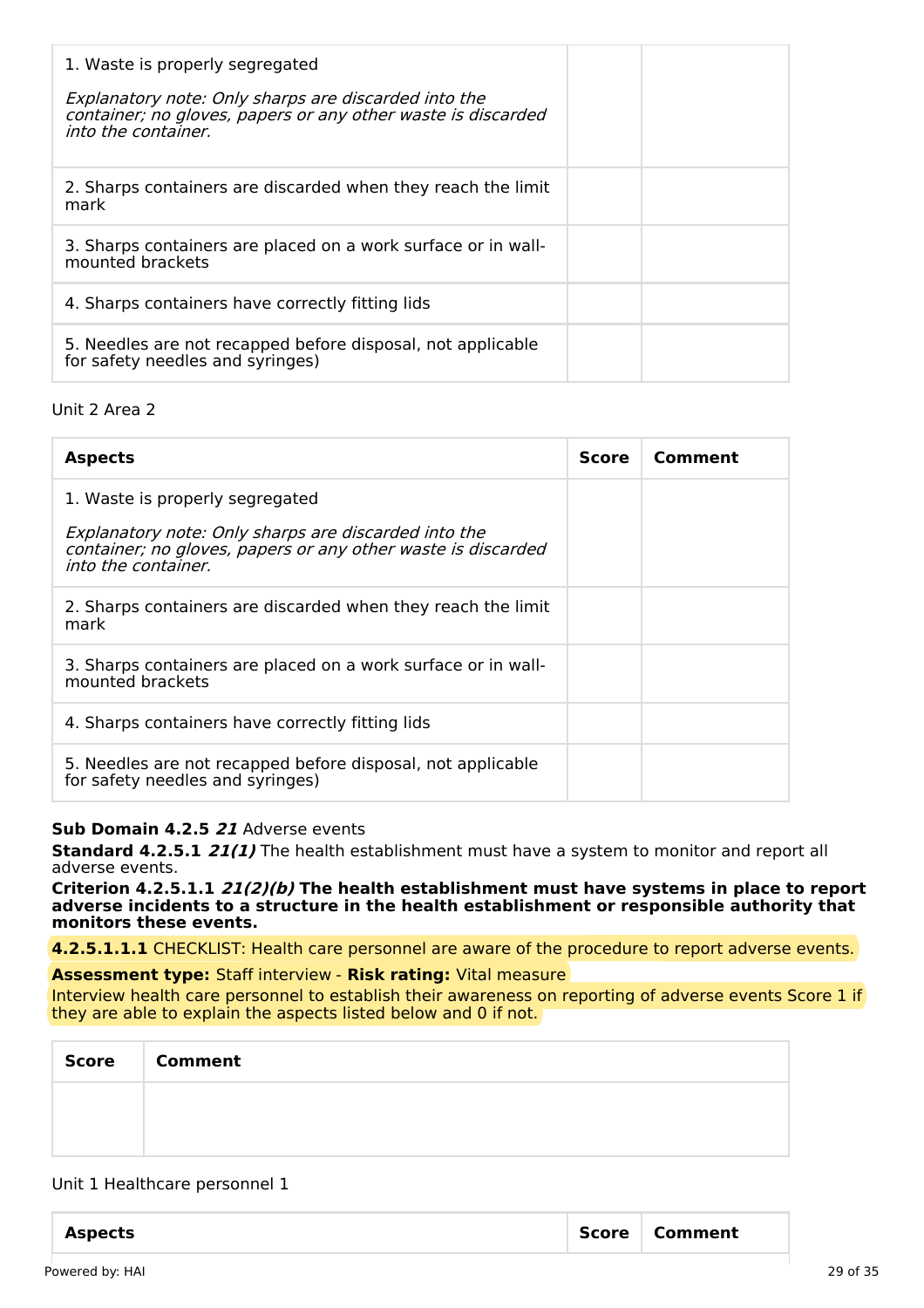| Aspects | Score | Comment |
| --- | --- | --- |
| 1. Waste is properly segregated<br><br>*Explanatory note: Only sharps are discarded into the container; no gloves, papers or any other waste is discarded into the container.* | | |
| 2. Sharps containers are discarded when they reach the limit mark | | |
| 3. Sharps containers are placed on a work surface or in wall-mounted brackets | | |
| 4. Sharps containers have correctly fitting lids | | |
| 5. Needles are not recapped before disposal, not applicable for safety needles and syringes) | | |

Unit 2 Area 2

| Aspects | Score | Comment |
| --- | --- | --- |
| 1. Waste is properly segregated<br><br>*Explanatory note: Only sharps are discarded into the container; no gloves, papers or any other waste is discarded into the container.* | | |
| 2. Sharps containers are discarded when they reach the limit mark | | |
| 3. Sharps containers are placed on a work surface or in wall-mounted brackets | | |
| 4. Sharps containers have correctly fitting lids | | |
| 5. Needles are not recapped before disposal, not applicable for safety needles and syringes) | | |

**Sub Domain 4.2.5** ***21*** Adverse events

**Standard 4.2.5.1** ***21(1)*** The health establishment must have a system to monitor and report all adverse events.

**Criterion 4.2.5.1.1** ***21(2)(b)*** **The health establishment must have systems in place to report adverse incidents to a structure in the health establishment or responsible authority that monitors these events.**

**4.2.5.1.1.1** CHECKLIST: Health care personnel are aware of the procedure to report adverse events.

**Assessment type:** Staff interview - **Risk rating:** Vital measure

Interview health care personnel to establish their awareness on reporting of adverse events Score 1 if they are able to explain the aspects listed below and 0 if not.

| Score | Comment |
| --- | --- |
| | |

Unit 1 Healthcare personnel 1

| Aspects | Score | Comment |
| --- | --- | --- |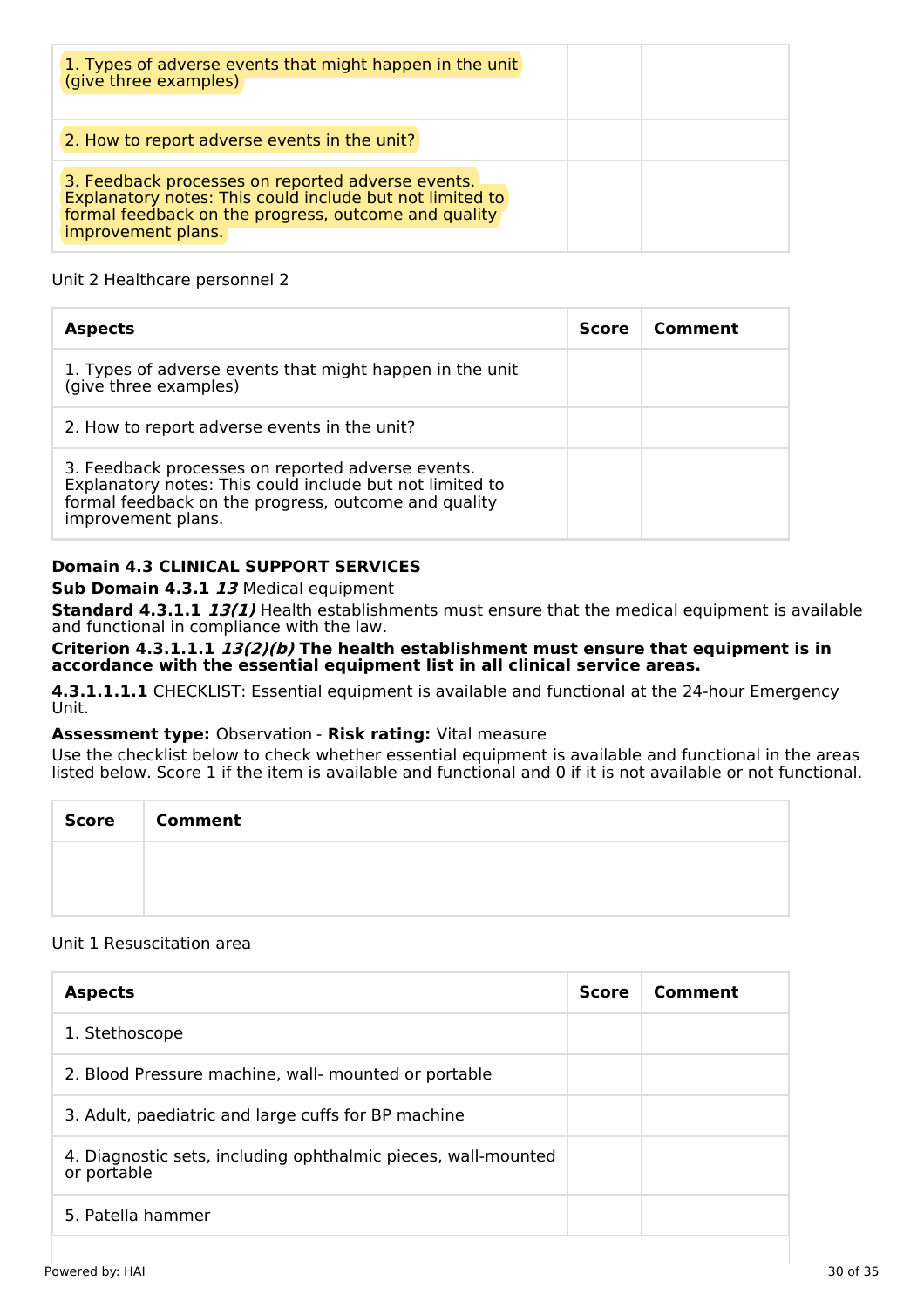| | | |
|---|---|---|
| 1. Types of adverse events that might happen in the unit (give three examples) | | |
| 2. How to report adverse events in the unit? | | |
| 3. Feedback processes on reported adverse events. Explanatory notes: This could include but not limited to formal feedback on the progress, outcome and quality improvement plans. | | |

Unit 2 Healthcare personnel 2

| Aspects | Score | Comment |
|---|---|---|
| 1. Types of adverse events that might happen in the unit (give three examples) | | |
| 2. How to report adverse events in the unit? | | |
| 3. Feedback processes on reported adverse events. Explanatory notes: This could include but not limited to formal feedback on the progress, outcome and quality improvement plans. | | |

**Domain 4.3 CLINICAL SUPPORT SERVICES**

**Sub Domain 4.3.1** ***13*** Medical equipment

**Standard 4.3.1.1** ***13(1)*** Health establishments must ensure that the medical equipment is available and functional in compliance with the law.

**Criterion 4.3.1.1.1** ***13(2)(b)*** **The health establishment must ensure that equipment is in accordance with the essential equipment list in all clinical service areas.**

**4.3.1.1.1.1** CHECKLIST: Essential equipment is available and functional at the 24-hour Emergency Unit.

**Assessment type:** Observation - **Risk rating:** Vital measure

Use the checklist below to check whether essential equipment is available and functional in the areas listed below. Score 1 if the item is available and functional and 0 if it is not available or not functional.

| Score | Comment |
|---|---|
| | |

Unit 1 Resuscitation area

| Aspects | Score | Comment |
|---|---|---|
| 1. Stethoscope | | |
| 2. Blood Pressure machine, wall- mounted or portable | | |
| 3. Adult, paediatric and large cuffs for BP machine | | |
| 4. Diagnostic sets, including ophthalmic pieces, wall-mounted or portable | | |
| 5. Patella hammer | | |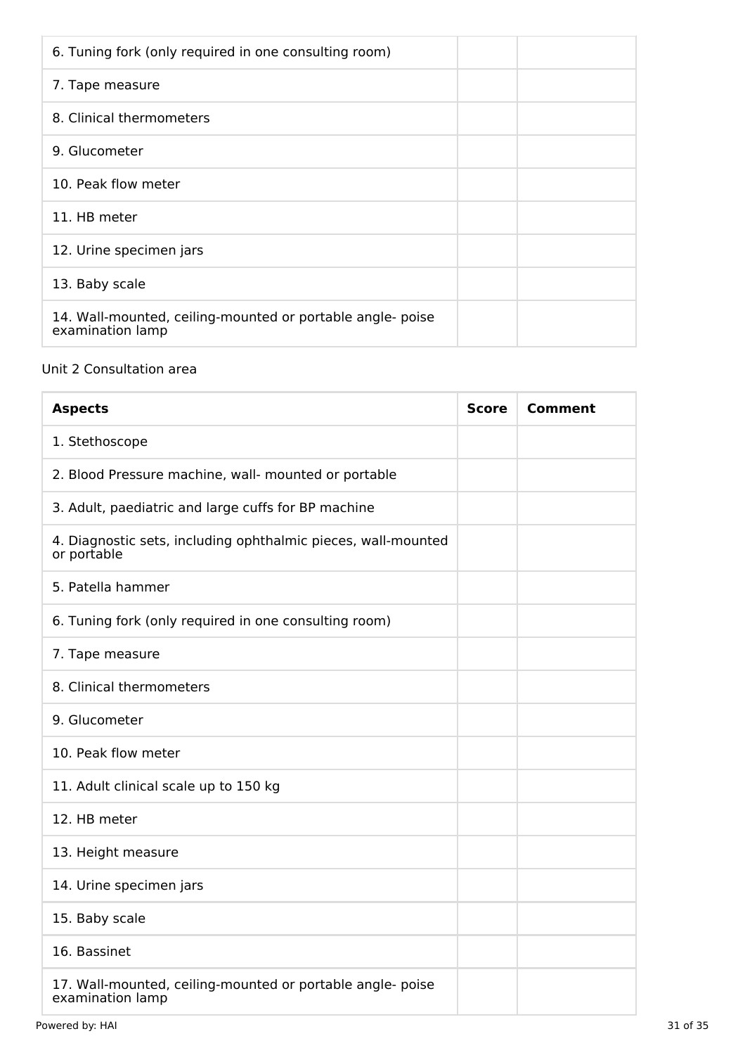| | | |
|---|---|---|
| 6. Tuning fork (only required in one consulting room) | | |
| 7. Tape measure | | |
| 8. Clinical thermometers | | |
| 9. Glucometer | | |
| 10. Peak flow meter | | |
| 11. HB meter | | |
| 12. Urine specimen jars | | |
| 13. Baby scale | | |
| 14. Wall-mounted, ceiling-mounted or portable angle- poise examination lamp | | |

Unit 2 Consultation area

| Aspects | Score | Comment |
|---|---|---|
| 1. Stethoscope | | |
| 2. Blood Pressure machine, wall- mounted or portable | | |
| 3. Adult, paediatric and large cuffs for BP machine | | |
| 4. Diagnostic sets, including ophthalmic pieces, wall-mounted or portable | | |
| 5. Patella hammer | | |
| 6. Tuning fork (only required in one consulting room) | | |
| 7. Tape measure | | |
| 8. Clinical thermometers | | |
| 9. Glucometer | | |
| 10. Peak flow meter | | |
| 11. Adult clinical scale up to 150 kg | | |
| 12. HB meter | | |
| 13. Height measure | | |
| 14. Urine specimen jars | | |
| 15. Baby scale | | |
| 16. Bassinet | | |
| 17. Wall-mounted, ceiling-mounted or portable angle- poise examination lamp | | |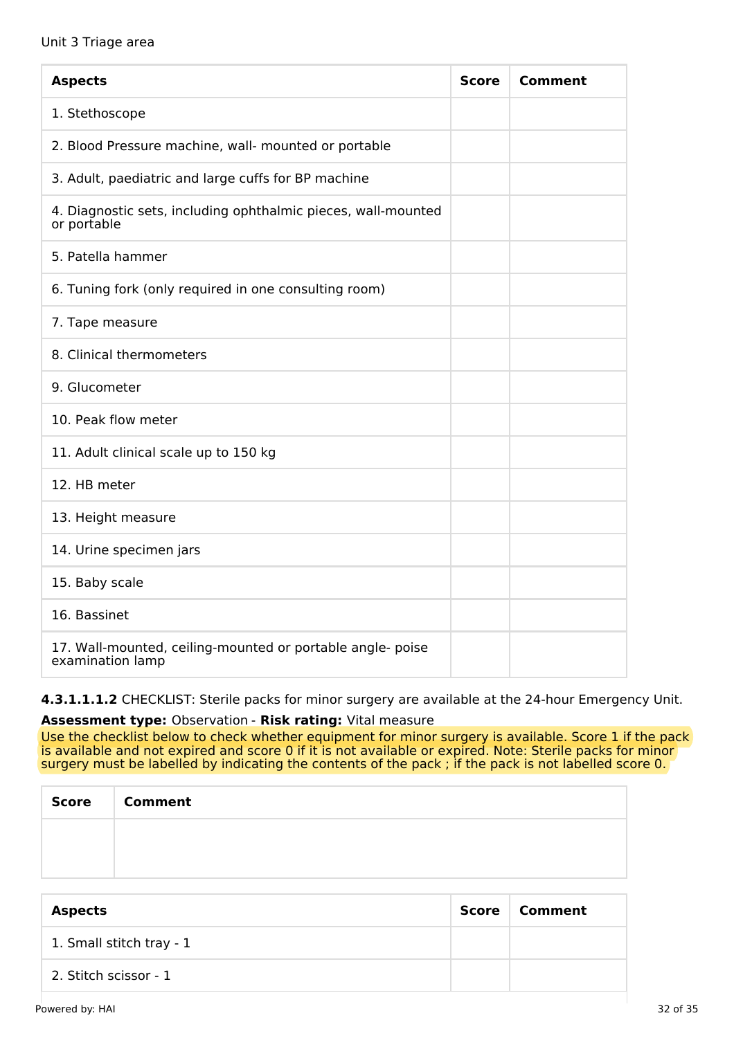Unit 3 Triage area

| Aspects | Score | Comment |
| --- | --- | --- |
| 1. Stethoscope | | |
| 2. Blood Pressure machine, wall- mounted or portable | | |
| 3. Adult, paediatric and large cuffs for BP machine | | |
| 4. Diagnostic sets, including ophthalmic pieces, wall-mounted or portable | | |
| 5. Patella hammer | | |
| 6. Tuning fork (only required in one consulting room) | | |
| 7. Tape measure | | |
| 8. Clinical thermometers | | |
| 9. Glucometer | | |
| 10. Peak flow meter | | |
| 11. Adult clinical scale up to 150 kg | | |
| 12. HB meter | | |
| 13. Height measure | | |
| 14. Urine specimen jars | | |
| 15. Baby scale | | |
| 16. Bassinet | | |
| 17. Wall-mounted, ceiling-mounted or portable angle- poise examination lamp | | |

**4.3.1.1.1.2** CHECKLIST: Sterile packs for minor surgery are available at the 24-hour Emergency Unit.

**Assessment type:** Observation - **Risk rating:** Vital measure

Use the checklist below to check whether equipment for minor surgery is available. Score 1 if the pack is available and not expired and score 0 if it is not available or expired. Note: Sterile packs for minor surgery must be labelled by indicating the contents of the pack ; if the pack is not labelled score 0.

| Score | Comment |
| --- | --- |
| | |

| Aspects | Score | Comment |
| --- | --- | --- |
| 1. Small stitch tray - 1 | | |
| 2. Stitch scissor - 1 | | |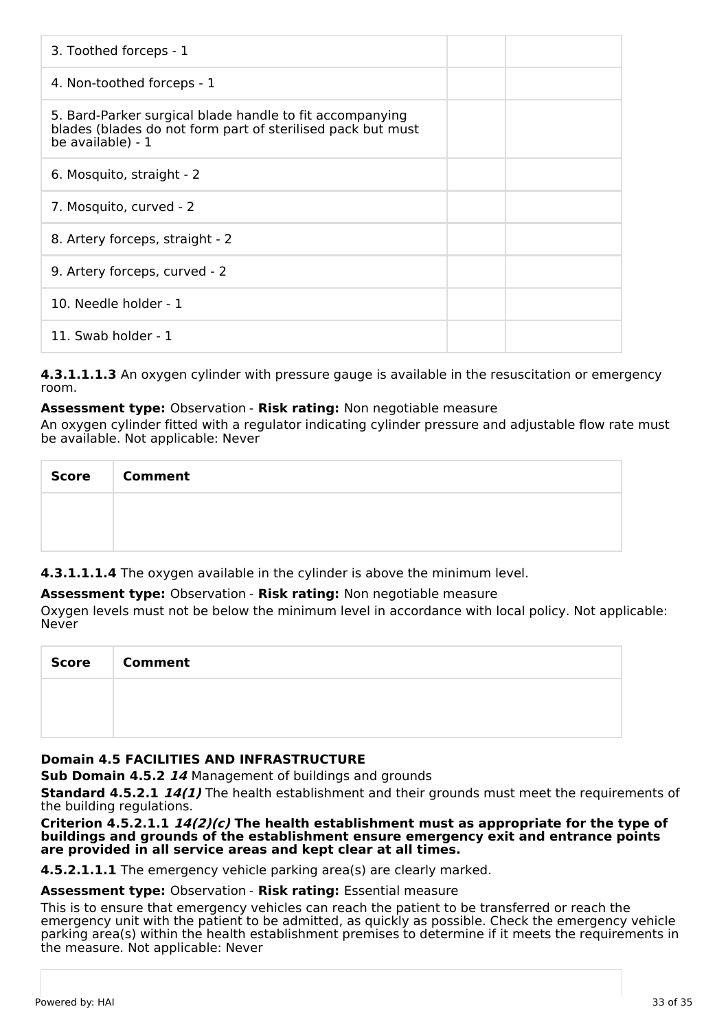| | | |
|---|---|---|
| 3. Toothed forceps - 1 | | |
| 4. Non-toothed forceps - 1 | | |
| 5. Bard-Parker surgical blade handle to fit accompanying blades (blades do not form part of sterilised pack but must be available) - 1 | | |
| 6. Mosquito, straight - 2 | | |
| 7. Mosquito, curved - 2 | | |
| 8. Artery forceps, straight - 2 | | |
| 9. Artery forceps, curved - 2 | | |
| 10. Needle holder - 1 | | |
| 11. Swab holder - 1 | | |

**4.3.1.1.1.3** An oxygen cylinder with pressure gauge is available in the resuscitation or emergency room.

**Assessment type:** Observation - **Risk rating:** Non negotiable measure

An oxygen cylinder fitted with a regulator indicating cylinder pressure and adjustable flow rate must be available. Not applicable: Never

| Score | Comment |
|---|---|
| | |

**4.3.1.1.1.4** The oxygen available in the cylinder is above the minimum level.

**Assessment type:** Observation - **Risk rating:** Non negotiable measure

Oxygen levels must not be below the minimum level in accordance with local policy. Not applicable: Never

| Score | Comment |
|---|---|
| | |

**Domain 4.5 FACILITIES AND INFRASTRUCTURE**

**Sub Domain 4.5.2** ***14*** Management of buildings and grounds

**Standard 4.5.2.1** ***14(1)*** The health establishment and their grounds must meet the requirements of the building regulations.

**Criterion 4.5.2.1.1** ***14(2)(c)*** **The health establishment must as appropriate for the type of buildings and grounds of the establishment ensure emergency exit and entrance points are provided in all service areas and kept clear at all times.**

**4.5.2.1.1.1** The emergency vehicle parking area(s) are clearly marked.

**Assessment type:** Observation - **Risk rating:** Essential measure

This is to ensure that emergency vehicles can reach the patient to be transferred or reach the emergency unit with the patient to be admitted, as quickly as possible. Check the emergency vehicle parking area(s) within the health establishment premises to determine if it meets the requirements in the measure. Not applicable: Never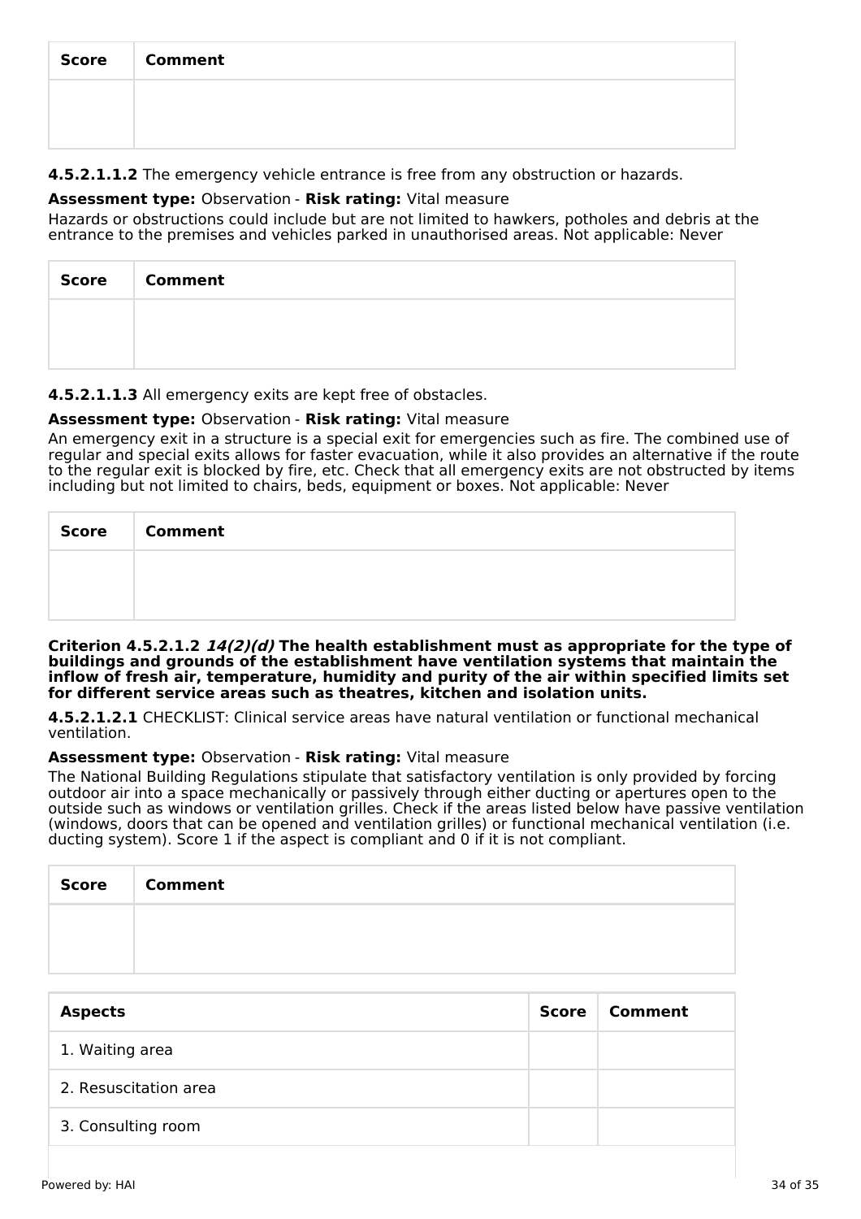| Score | Comment |
| --- | --- |
| | |

**4.5.2.1.1.2** The emergency vehicle entrance is free from any obstruction or hazards.

**Assessment type:** Observation - **Risk rating:** Vital measure

Hazards or obstructions could include but are not limited to hawkers, potholes and debris at the entrance to the premises and vehicles parked in unauthorised areas. Not applicable: Never

| Score | Comment |
| --- | --- |
| | |

**4.5.2.1.1.3** All emergency exits are kept free of obstacles.

**Assessment type:** Observation - **Risk rating:** Vital measure

An emergency exit in a structure is a special exit for emergencies such as fire. The combined use of regular and special exits allows for faster evacuation, while it also provides an alternative if the route to the regular exit is blocked by fire, etc. Check that all emergency exits are not obstructed by items including but not limited to chairs, beds, equipment or boxes. Not applicable: Never

| Score | Comment |
| --- | --- |
| | |

**Criterion 4.5.2.1.2 *14(2)(d)* The health establishment must as appropriate for the type of buildings and grounds of the establishment have ventilation systems that maintain the inflow of fresh air, temperature, humidity and purity of the air within specified limits set for different service areas such as theatres, kitchen and isolation units.**

**4.5.2.1.2.1** CHECKLIST: Clinical service areas have natural ventilation or functional mechanical ventilation.

**Assessment type:** Observation - **Risk rating:** Vital measure

The National Building Regulations stipulate that satisfactory ventilation is only provided by forcing outdoor air into a space mechanically or passively through either ducting or apertures open to the outside such as windows or ventilation grilles. Check if the areas listed below have passive ventilation (windows, doors that can be opened and ventilation grilles) or functional mechanical ventilation (i.e. ducting system). Score 1 if the aspect is compliant and 0 if it is not compliant.

| Score | Comment |
| --- | --- |
| | |

| Aspects | Score | Comment |
| --- | --- | --- |
| 1. Waiting area | | |
| 2. Resuscitation area | | |
| 3. Consulting room | | |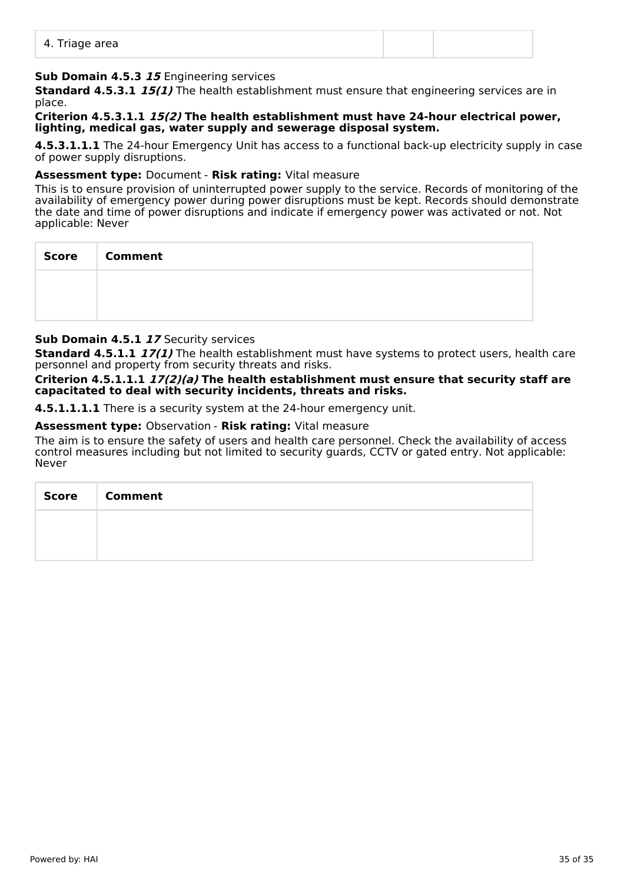| | | |
|---|---|---|
| 4. Triage area | | |

**Sub Domain 4.5.3** ***15*** Engineering services

**Standard 4.5.3.1** ***15(1)*** The health establishment must ensure that engineering services are in place.

**Criterion 4.5.3.1.1** ***15(2)*** **The health establishment must have 24-hour electrical power, lighting, medical gas, water supply and sewerage disposal system.**

**4.5.3.1.1.1** The 24-hour Emergency Unit has access to a functional back-up electricity supply in case of power supply disruptions.

**Assessment type:** Document - **Risk rating:** Vital measure

This is to ensure provision of uninterrupted power supply to the service. Records of monitoring of the availability of emergency power during power disruptions must be kept. Records should demonstrate the date and time of power disruptions and indicate if emergency power was activated or not. Not applicable: Never

| Score | Comment |
|---|---|
| | |

**Sub Domain 4.5.1** ***17*** Security services

**Standard 4.5.1.1** ***17(1)*** The health establishment must have systems to protect users, health care personnel and property from security threats and risks.

**Criterion 4.5.1.1.1** ***17(2)(a)*** **The health establishment must ensure that security staff are capacitated to deal with security incidents, threats and risks.**

**4.5.1.1.1.1** There is a security system at the 24-hour emergency unit.

**Assessment type:** Observation - **Risk rating:** Vital measure

The aim is to ensure the safety of users and health care personnel. Check the availability of access control measures including but not limited to security guards, CCTV or gated entry. Not applicable: Never

| Score | Comment |
|---|---|
| | |